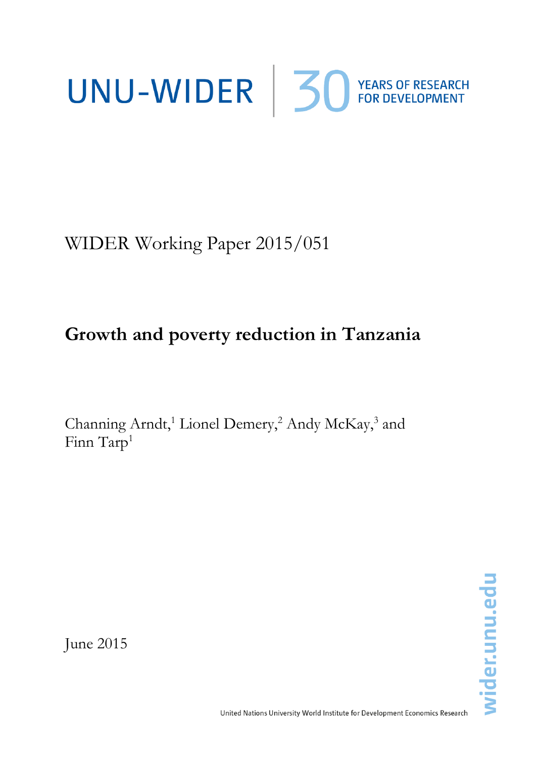UNU-WIDER | 30 YEARS OF RESEARCH FOR DEVELOPMENT

WIDER Working Paper 2015/051

# Growth and poverty reduction in Tanzania

Channing Arndt,[1] Lionel Demery,[2] Andy McKay,[3] and Finn Tarp[1]

June 2015

wider.unu.edu

United Nations University World Institute for Development Economics Research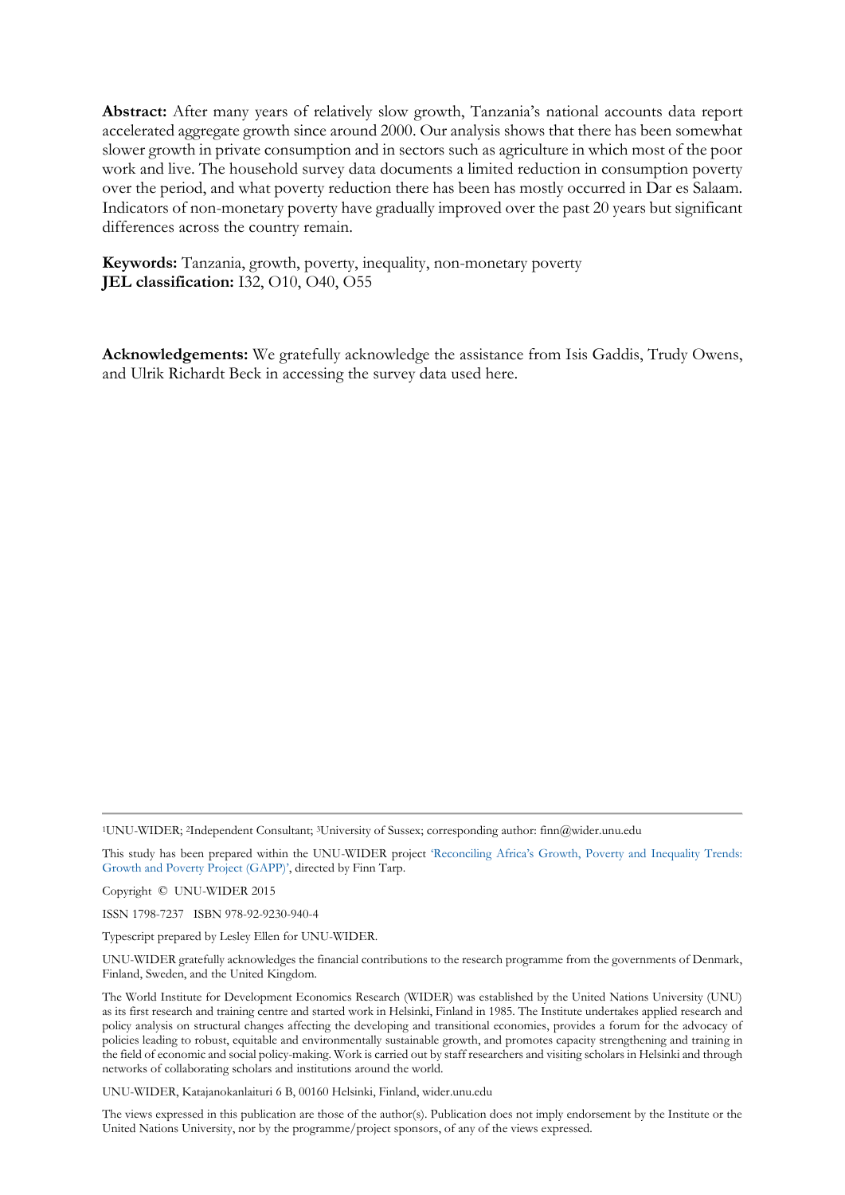**Abstract:** After many years of relatively slow growth, Tanzania's national accounts data report accelerated aggregate growth since around 2000. Our analysis shows that there has been somewhat slower growth in private consumption and in sectors such as agriculture in which most of the poor work and live. The household survey data documents a limited reduction in consumption poverty over the period, and what poverty reduction there has been has mostly occurred in Dar es Salaam. Indicators of non-monetary poverty have gradually improved over the past 20 years but significant differences across the country remain.

**Keywords:** Tanzania, growth, poverty, inequality, non-monetary poverty
**JEL classification:** I32, O10, O40, O55

**Acknowledgements:** We gratefully acknowledge the assistance from Isis Gaddis, Trudy Owens, and Ulrik Richardt Beck in accessing the survey data used here.

---

[1]UNU-WIDER; [2]Independent Consultant; [3]University of Sussex; corresponding author: finn@wider.unu.edu

This study has been prepared within the UNU-WIDER project 'Reconciling Africa's Growth, Poverty and Inequality Trends: Growth and Poverty Project (GAPP)', directed by Finn Tarp.

Copyright © UNU-WIDER 2015

ISSN 1798-7237 ISBN 978-92-9230-940-4

Typescript prepared by Lesley Ellen for UNU-WIDER.

UNU-WIDER gratefully acknowledges the financial contributions to the research programme from the governments of Denmark, Finland, Sweden, and the United Kingdom.

The World Institute for Development Economics Research (WIDER) was established by the United Nations University (UNU) as its first research and training centre and started work in Helsinki, Finland in 1985. The Institute undertakes applied research and policy analysis on structural changes affecting the developing and transitional economies, provides a forum for the advocacy of policies leading to robust, equitable and environmentally sustainable growth, and promotes capacity strengthening and training in the field of economic and social policy-making. Work is carried out by staff researchers and visiting scholars in Helsinki and through networks of collaborating scholars and institutions around the world.

UNU-WIDER, Katajanokanlaituri 6 B, 00160 Helsinki, Finland, wider.unu.edu

The views expressed in this publication are those of the author(s). Publication does not imply endorsement by the Institute or the United Nations University, nor by the programme/project sponsors, of any of the views expressed.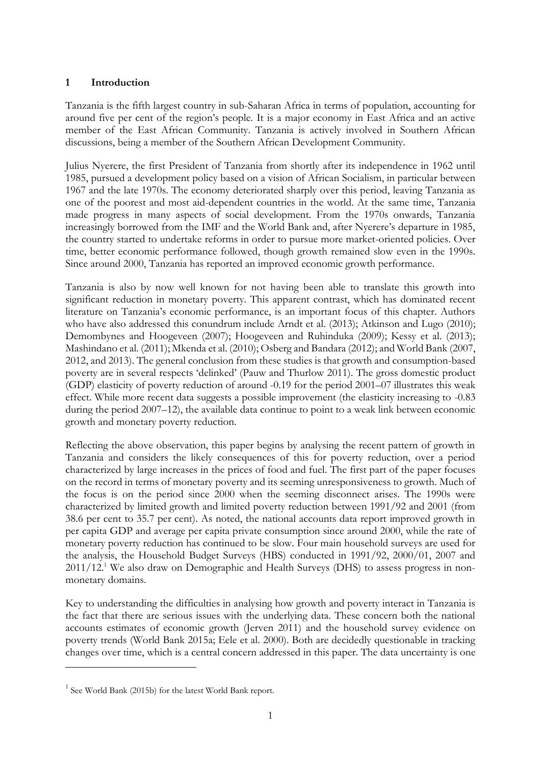## 1 Introduction

Tanzania is the fifth largest country in sub-Saharan Africa in terms of population, accounting for around five per cent of the region's people. It is a major economy in East Africa and an active member of the East African Community. Tanzania is actively involved in Southern African discussions, being a member of the Southern African Development Community.

Julius Nyerere, the first President of Tanzania from shortly after its independence in 1962 until 1985, pursued a development policy based on a vision of African Socialism, in particular between 1967 and the late 1970s. The economy deteriorated sharply over this period, leaving Tanzania as one of the poorest and most aid-dependent countries in the world. At the same time, Tanzania made progress in many aspects of social development. From the 1970s onwards, Tanzania increasingly borrowed from the IMF and the World Bank and, after Nyerere's departure in 1985, the country started to undertake reforms in order to pursue more market-oriented policies. Over time, better economic performance followed, though growth remained slow even in the 1990s. Since around 2000, Tanzania has reported an improved economic growth performance.

Tanzania is also by now well known for not having been able to translate this growth into significant reduction in monetary poverty. This apparent contrast, which has dominated recent literature on Tanzania's economic performance, is an important focus of this chapter. Authors who have also addressed this conundrum include Arndt et al. (2013); Atkinson and Lugo (2010); Demombynes and Hoogeveen (2007); Hoogeveen and Ruhinduka (2009); Kessy et al. (2013); Mashindano et al. (2011); Mkenda et al. (2010); Osberg and Bandara (2012); and World Bank (2007, 2012, and 2013). The general conclusion from these studies is that growth and consumption-based poverty are in several respects 'delinked' (Pauw and Thurlow 2011). The gross domestic product (GDP) elasticity of poverty reduction of around -0.19 for the period 2001–07 illustrates this weak effect. While more recent data suggests a possible improvement (the elasticity increasing to -0.83 during the period 2007–12), the available data continue to point to a weak link between economic growth and monetary poverty reduction.

Reflecting the above observation, this paper begins by analysing the recent pattern of growth in Tanzania and considers the likely consequences of this for poverty reduction, over a period characterized by large increases in the prices of food and fuel. The first part of the paper focuses on the record in terms of monetary poverty and its seeming unresponsiveness to growth. Much of the focus is on the period since 2000 when the seeming disconnect arises. The 1990s were characterized by limited growth and limited poverty reduction between 1991/92 and 2001 (from 38.6 per cent to 35.7 per cent). As noted, the national accounts data report improved growth in per capita GDP and average per capita private consumption since around 2000, while the rate of monetary poverty reduction has continued to be slow. Four main household surveys are used for the analysis, the Household Budget Surveys (HBS) conducted in 1991/92, 2000/01, 2007 and 2011/12.[1] We also draw on Demographic and Health Surveys (DHS) to assess progress in non-monetary domains.

Key to understanding the difficulties in analysing how growth and poverty interact in Tanzania is the fact that there are serious issues with the underlying data. These concern both the national accounts estimates of economic growth (Jerven 2011) and the household survey evidence on poverty trends (World Bank 2015a; Eele et al. 2000). Both are decidedly questionable in tracking changes over time, which is a central concern addressed in this paper. The data uncertainty is one

[1] See World Bank (2015b) for the latest World Bank report.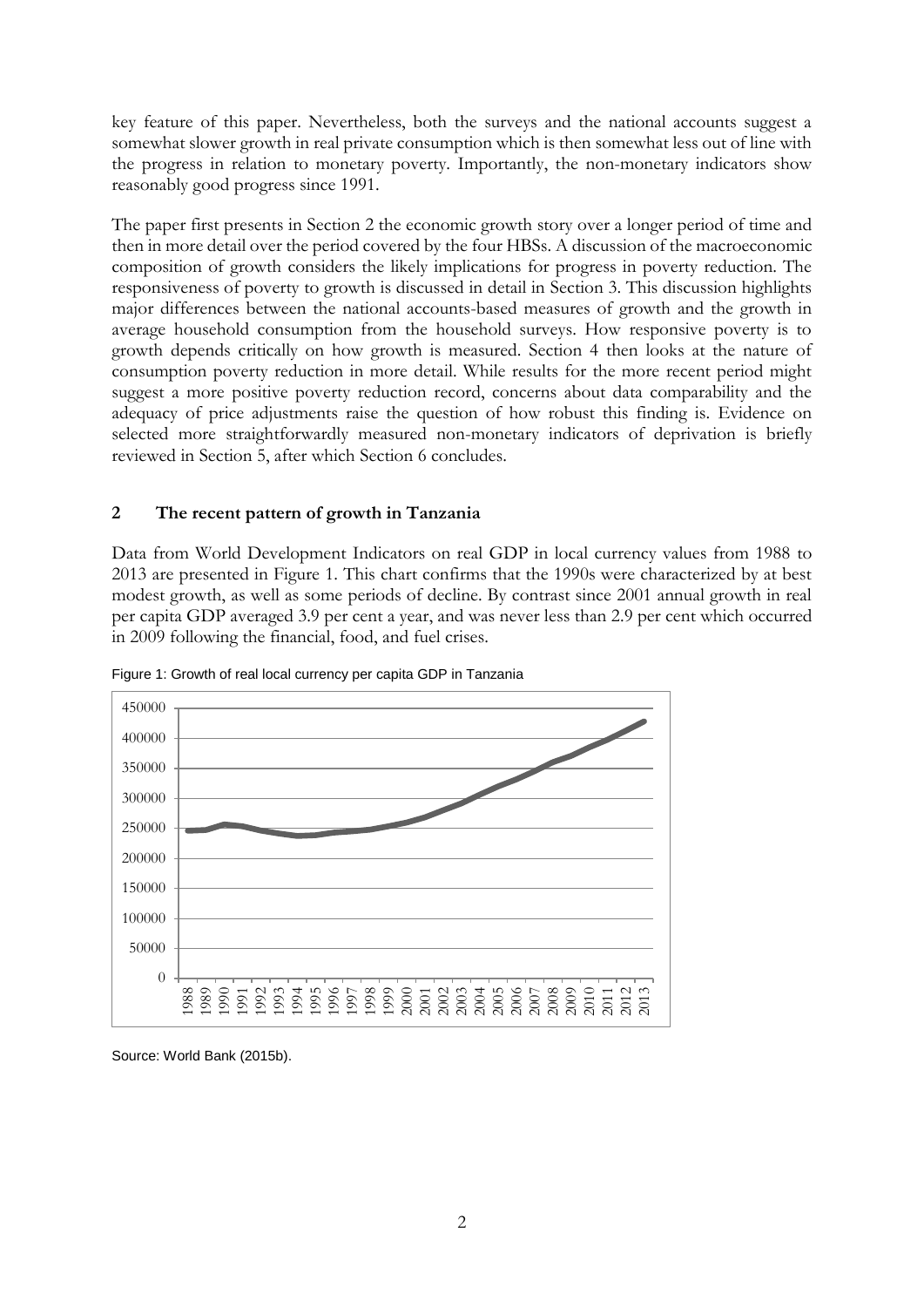key feature of this paper. Nevertheless, both the surveys and the national accounts suggest a somewhat slower growth in real private consumption which is then somewhat less out of line with the progress in relation to monetary poverty. Importantly, the non-monetary indicators show reasonably good progress since 1991.

The paper first presents in Section 2 the economic growth story over a longer period of time and then in more detail over the period covered by the four HBSs. A discussion of the macroeconomic composition of growth considers the likely implications for progress in poverty reduction. The responsiveness of poverty to growth is discussed in detail in Section 3. This discussion highlights major differences between the national accounts-based measures of growth and the growth in average household consumption from the household surveys. How responsive poverty is to growth depends critically on how growth is measured. Section 4 then looks at the nature of consumption poverty reduction in more detail. While results for the more recent period might suggest a more positive poverty reduction record, concerns about data comparability and the adequacy of price adjustments raise the question of how robust this finding is. Evidence on selected more straightforwardly measured non-monetary indicators of deprivation is briefly reviewed in Section 5, after which Section 6 concludes.

## 2 The recent pattern of growth in Tanzania

Data from World Development Indicators on real GDP in local currency values from 1988 to 2013 are presented in Figure 1. This chart confirms that the 1990s were characterized by at best modest growth, as well as some periods of decline. By contrast since 2001 annual growth in real per capita GDP averaged 3.9 per cent a year, and was never less than 2.9 per cent which occurred in 2009 following the financial, food, and fuel crises.

Figure 1: Growth of real local currency per capita GDP in Tanzania

Source: World Bank (2015b).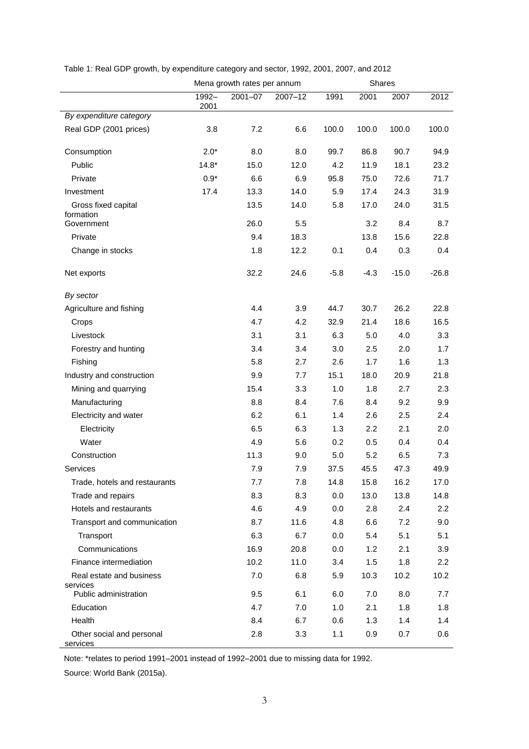Table 1: Real GDP growth, by expenditure category and sector, 1992, 2001, 2007, and 2012

| | Mena growth rates per annum | | | Shares | | | |
|---|---|---|---|---|---|---|---|
| | 1992–2001 | 2001–07 | 2007–12 | 1991 | 2001 | 2007 | 2012 |
| *By expenditure category* | | | | | | | |
| Real GDP (2001 prices) | 3.8 | 7.2 | 6.6 | 100.0 | 100.0 | 100.0 | 100.0 |
| Consumption | 2.0* | 8.0 | 8.0 | 99.7 | 86.8 | 90.7 | 94.9 |
| Public | 14.8* | 15.0 | 12.0 | 4.2 | 11.9 | 18.1 | 23.2 |
| Private | 0.9* | 6.6 | 6.9 | 95.8 | 75.0 | 72.6 | 71.7 |
| Investment | 17.4 | 13.3 | 14.0 | 5.9 | 17.4 | 24.3 | 31.9 |
| Gross fixed capital formation | | 13.5 | 14.0 | 5.8 | 17.0 | 24.0 | 31.5 |
| Government | | 26.0 | 5.5 | | 3.2 | 8.4 | 8.7 |
| Private | | 9.4 | 18.3 | | 13.8 | 15.6 | 22.8 |
| Change in stocks | | 1.8 | 12.2 | 0.1 | 0.4 | 0.3 | 0.4 |
| Net exports | | 32.2 | 24.6 | -5.8 | -4.3 | -15.0 | -26.8 |
| *By sector* | | | | | | | |
| Agriculture and fishing | | 4.4 | 3.9 | 44.7 | 30.7 | 26.2 | 22.8 |
| Crops | | 4.7 | 4.2 | 32.9 | 21.4 | 18.6 | 16.5 |
| Livestock | | 3.1 | 3.1 | 6.3 | 5.0 | 4.0 | 3.3 |
| Forestry and hunting | | 3.4 | 3.4 | 3.0 | 2.5 | 2.0 | 1.7 |
| Fishing | | 5.8 | 2.7 | 2.6 | 1.7 | 1.6 | 1.3 |
| Industry and construction | | 9.9 | 7.7 | 15.1 | 18.0 | 20.9 | 21.8 |
| Mining and quarrying | | 15.4 | 3.3 | 1.0 | 1.8 | 2.7 | 2.3 |
| Manufacturing | | 8.8 | 8.4 | 7.6 | 8.4 | 9.2 | 9.9 |
| Electricity and water | | 6.2 | 6.1 | 1.4 | 2.6 | 2.5 | 2.4 |
| Electricity | | 6.5 | 6.3 | 1.3 | 2.2 | 2.1 | 2.0 |
| Water | | 4.9 | 5.6 | 0.2 | 0.5 | 0.4 | 0.4 |
| Construction | | 11.3 | 9.0 | 5.0 | 5.2 | 6.5 | 7.3 |
| Services | | 7.9 | 7.9 | 37.5 | 45.5 | 47.3 | 49.9 |
| Trade, hotels and restaurants | | 7.7 | 7.8 | 14.8 | 15.8 | 16.2 | 17.0 |
| Trade and repairs | | 8.3 | 8.3 | 0.0 | 13.0 | 13.8 | 14.8 |
| Hotels and restaurants | | 4.6 | 4.9 | 0.0 | 2.8 | 2.4 | 2.2 |
| Transport and communication | | 8.7 | 11.6 | 4.8 | 6.6 | 7.2 | 9.0 |
| Transport | | 6.3 | 6.7 | 0.0 | 5.4 | 5.1 | 5.1 |
| Communications | | 16.9 | 20.8 | 0.0 | 1.2 | 2.1 | 3.9 |
| Finance intermediation | | 10.2 | 11.0 | 3.4 | 1.5 | 1.8 | 2.2 |
| Real estate and business services | | 7.0 | 6.8 | 5.9 | 10.3 | 10.2 | 10.2 |
| Public administration | | 9.5 | 6.1 | 6.0 | 7.0 | 8.0 | 7.7 |
| Education | | 4.7 | 7.0 | 1.0 | 2.1 | 1.8 | 1.8 |
| Health | | 8.4 | 6.7 | 0.6 | 1.3 | 1.4 | 1.4 |
| Other social and personal services | | 2.8 | 3.3 | 1.1 | 0.9 | 0.7 | 0.6 |

Note: *relates to period 1991–2001 instead of 1992–2001 due to missing data for 1992.

Source: World Bank (2015a).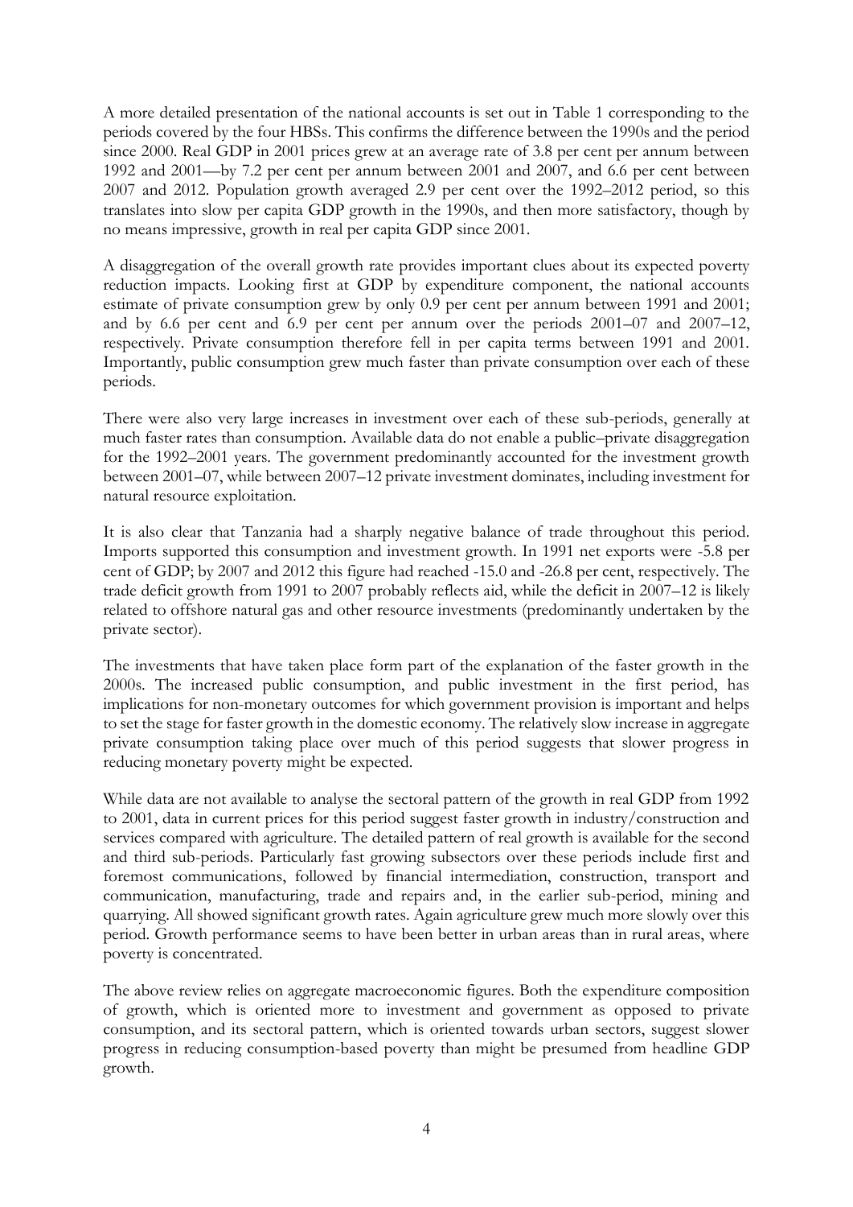A more detailed presentation of the national accounts is set out in Table 1 corresponding to the periods covered by the four HBSs. This confirms the difference between the 1990s and the period since 2000. Real GDP in 2001 prices grew at an average rate of 3.8 per cent per annum between 1992 and 2001—by 7.2 per cent per annum between 2001 and 2007, and 6.6 per cent between 2007 and 2012. Population growth averaged 2.9 per cent over the 1992–2012 period, so this translates into slow per capita GDP growth in the 1990s, and then more satisfactory, though by no means impressive, growth in real per capita GDP since 2001.

A disaggregation of the overall growth rate provides important clues about its expected poverty reduction impacts. Looking first at GDP by expenditure component, the national accounts estimate of private consumption grew by only 0.9 per cent per annum between 1991 and 2001; and by 6.6 per cent and 6.9 per cent per annum over the periods 2001–07 and 2007–12, respectively. Private consumption therefore fell in per capita terms between 1991 and 2001. Importantly, public consumption grew much faster than private consumption over each of these periods.

There were also very large increases in investment over each of these sub-periods, generally at much faster rates than consumption. Available data do not enable a public–private disaggregation for the 1992–2001 years. The government predominantly accounted for the investment growth between 2001–07, while between 2007–12 private investment dominates, including investment for natural resource exploitation.

It is also clear that Tanzania had a sharply negative balance of trade throughout this period. Imports supported this consumption and investment growth. In 1991 net exports were -5.8 per cent of GDP; by 2007 and 2012 this figure had reached -15.0 and -26.8 per cent, respectively. The trade deficit growth from 1991 to 2007 probably reflects aid, while the deficit in 2007–12 is likely related to offshore natural gas and other resource investments (predominantly undertaken by the private sector).

The investments that have taken place form part of the explanation of the faster growth in the 2000s. The increased public consumption, and public investment in the first period, has implications for non-monetary outcomes for which government provision is important and helps to set the stage for faster growth in the domestic economy. The relatively slow increase in aggregate private consumption taking place over much of this period suggests that slower progress in reducing monetary poverty might be expected.

While data are not available to analyse the sectoral pattern of the growth in real GDP from 1992 to 2001, data in current prices for this period suggest faster growth in industry/construction and services compared with agriculture. The detailed pattern of real growth is available for the second and third sub-periods. Particularly fast growing subsectors over these periods include first and foremost communications, followed by financial intermediation, construction, transport and communication, manufacturing, trade and repairs and, in the earlier sub-period, mining and quarrying. All showed significant growth rates. Again agriculture grew much more slowly over this period. Growth performance seems to have been better in urban areas than in rural areas, where poverty is concentrated.

The above review relies on aggregate macroeconomic figures. Both the expenditure composition of growth, which is oriented more to investment and government as opposed to private consumption, and its sectoral pattern, which is oriented towards urban sectors, suggest slower progress in reducing consumption-based poverty than might be presumed from headline GDP growth.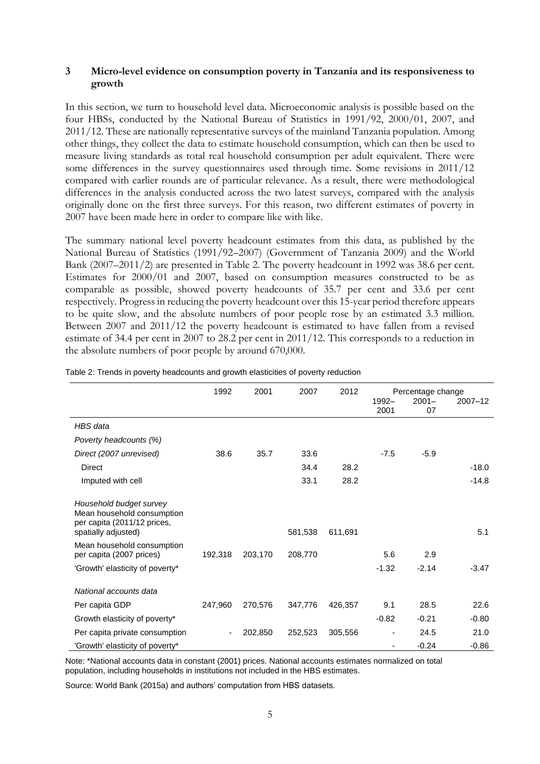## 3 Micro-level evidence on consumption poverty in Tanzania and its responsiveness to growth

In this section, we turn to household level data. Microeconomic analysis is possible based on the four HBSs, conducted by the National Bureau of Statistics in 1991/92, 2000/01, 2007, and 2011/12. These are nationally representative surveys of the mainland Tanzania population. Among other things, they collect the data to estimate household consumption, which can then be used to measure living standards as total real household consumption per adult equivalent. There were some differences in the survey questionnaires used through time. Some revisions in 2011/12 compared with earlier rounds are of particular relevance. As a result, there were methodological differences in the analysis conducted across the two latest surveys, compared with the analysis originally done on the first three surveys. For this reason, two different estimates of poverty in 2007 have been made here in order to compare like with like.

The summary national level poverty headcount estimates from this data, as published by the National Bureau of Statistics (1991/92–2007) (Government of Tanzania 2009) and the World Bank (2007–2011/2) are presented in Table 2. The poverty headcount in 1992 was 38.6 per cent. Estimates for 2000/01 and 2007, based on consumption measures constructed to be as comparable as possible, showed poverty headcounts of 35.7 per cent and 33.6 per cent respectively. Progress in reducing the poverty headcount over this 15-year period therefore appears to be quite slow, and the absolute numbers of poor people rose by an estimated 3.3 million. Between 2007 and 2011/12 the poverty headcount is estimated to have fallen from a revised estimate of 34.4 per cent in 2007 to 28.2 per cent in 2011/12. This corresponds to a reduction in the absolute numbers of poor people by around 670,000.

Table 2: Trends in poverty headcounts and growth elasticities of poverty reduction

| | 1992 | 2001 | 2007 | 2012 | Percentage change | | |
|---|---|---|---|---|---|---|---|
| | | | | | 1992–2001 | 2001–07 | 2007–12 |
| *HBS data* | | | | | | | |
| *Poverty headcounts (%)* | | | | | | | |
| *Direct (2007 unrevised)* | 38.6 | 35.7 | 33.6 | | -7.5 | -5.9 | |
| Direct | | | 34.4 | 28.2 | | | -18.0 |
| Imputed with cell | | | 33.1 | 28.2 | | | -14.8 |
| *Household budget survey Mean household consumption per capita (2011/12 prices, spatially adjusted)* | | | 581,538 | 611,691 | | | 5.1 |
| Mean household consumption per capita (2007 prices) | 192,318 | 203,170 | 208,770 | | 5.6 | 2.9 | |
| 'Growth' elasticity of poverty* | | | | | -1.32 | -2.14 | -3.47 |
| *National accounts data* | | | | | | | |
| Per capita GDP | 247,960 | 270,576 | 347,776 | 426,357 | 9.1 | 28.5 | 22.6 |
| Growth elasticity of poverty* | | | | | -0.82 | -0.21 | -0.80 |
| Per capita private consumption | - | 202,850 | 252,523 | 305,556 | - | 24.5 | 21.0 |
| 'Growth' elasticity of poverty* | | | | | - | -0.24 | -0.86 |

Note: *National accounts data in constant (2001) prices. National accounts estimates normalized on total population, including households in institutions not included in the HBS estimates.

Source: World Bank (2015a) and authors' computation from HBS datasets.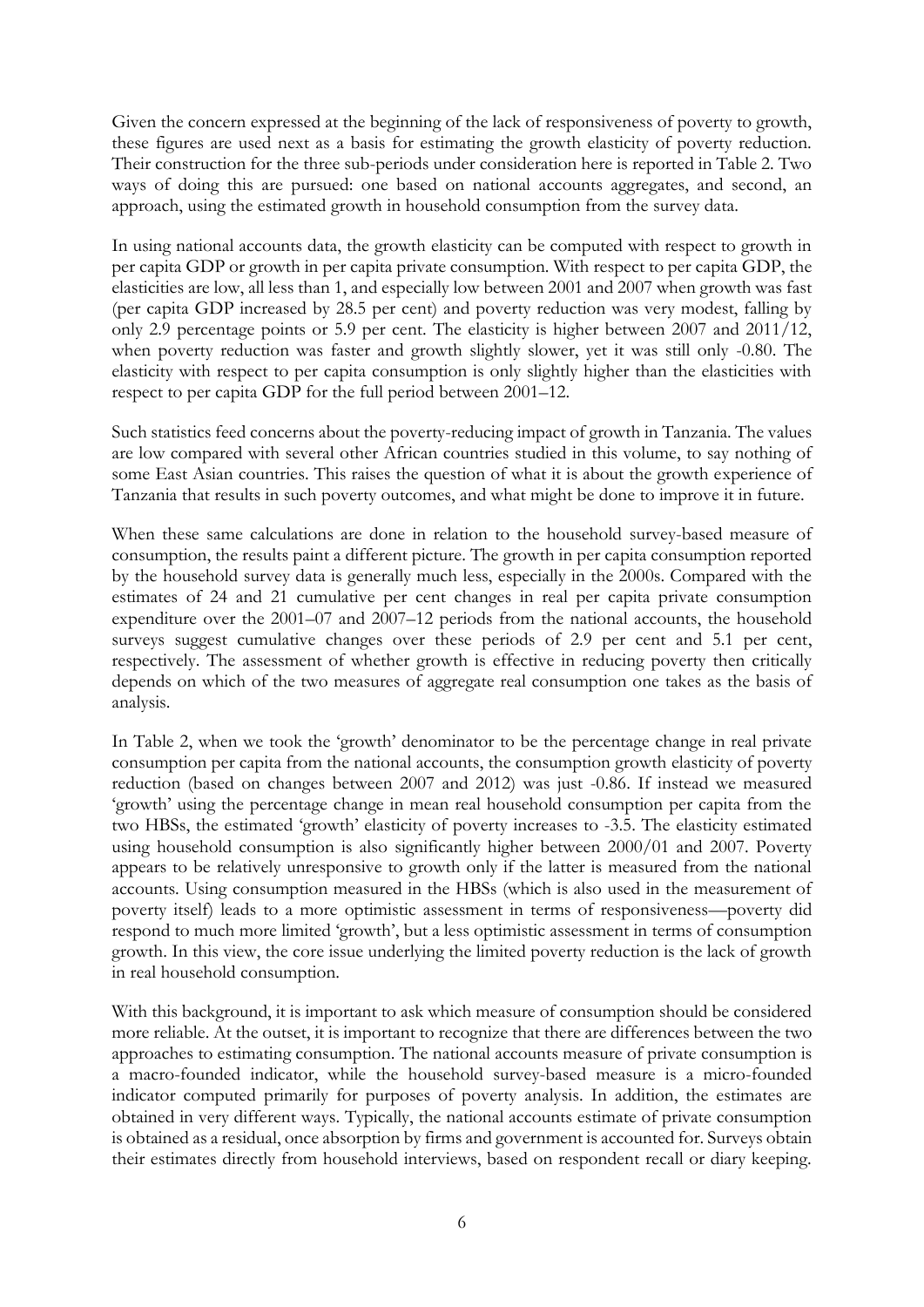Given the concern expressed at the beginning of the lack of responsiveness of poverty to growth, these figures are used next as a basis for estimating the growth elasticity of poverty reduction. Their construction for the three sub-periods under consideration here is reported in Table 2. Two ways of doing this are pursued: one based on national accounts aggregates, and second, an approach, using the estimated growth in household consumption from the survey data.

In using national accounts data, the growth elasticity can be computed with respect to growth in per capita GDP or growth in per capita private consumption. With respect to per capita GDP, the elasticities are low, all less than 1, and especially low between 2001 and 2007 when growth was fast (per capita GDP increased by 28.5 per cent) and poverty reduction was very modest, falling by only 2.9 percentage points or 5.9 per cent. The elasticity is higher between 2007 and 2011/12, when poverty reduction was faster and growth slightly slower, yet it was still only -0.80. The elasticity with respect to per capita consumption is only slightly higher than the elasticities with respect to per capita GDP for the full period between 2001–12.

Such statistics feed concerns about the poverty-reducing impact of growth in Tanzania. The values are low compared with several other African countries studied in this volume, to say nothing of some East Asian countries. This raises the question of what it is about the growth experience of Tanzania that results in such poverty outcomes, and what might be done to improve it in future.

When these same calculations are done in relation to the household survey-based measure of consumption, the results paint a different picture. The growth in per capita consumption reported by the household survey data is generally much less, especially in the 2000s. Compared with the estimates of 24 and 21 cumulative per cent changes in real per capita private consumption expenditure over the 2001–07 and 2007–12 periods from the national accounts, the household surveys suggest cumulative changes over these periods of 2.9 per cent and 5.1 per cent, respectively. The assessment of whether growth is effective in reducing poverty then critically depends on which of the two measures of aggregate real consumption one takes as the basis of analysis.

In Table 2, when we took the 'growth' denominator to be the percentage change in real private consumption per capita from the national accounts, the consumption growth elasticity of poverty reduction (based on changes between 2007 and 2012) was just -0.86. If instead we measured 'growth' using the percentage change in mean real household consumption per capita from the two HBSs, the estimated 'growth' elasticity of poverty increases to -3.5. The elasticity estimated using household consumption is also significantly higher between 2000/01 and 2007. Poverty appears to be relatively unresponsive to growth only if the latter is measured from the national accounts. Using consumption measured in the HBSs (which is also used in the measurement of poverty itself) leads to a more optimistic assessment in terms of responsiveness—poverty did respond to much more limited 'growth', but a less optimistic assessment in terms of consumption growth. In this view, the core issue underlying the limited poverty reduction is the lack of growth in real household consumption.

With this background, it is important to ask which measure of consumption should be considered more reliable. At the outset, it is important to recognize that there are differences between the two approaches to estimating consumption. The national accounts measure of private consumption is a macro-founded indicator, while the household survey-based measure is a micro-founded indicator computed primarily for purposes of poverty analysis. In addition, the estimates are obtained in very different ways. Typically, the national accounts estimate of private consumption is obtained as a residual, once absorption by firms and government is accounted for. Surveys obtain their estimates directly from household interviews, based on respondent recall or diary keeping.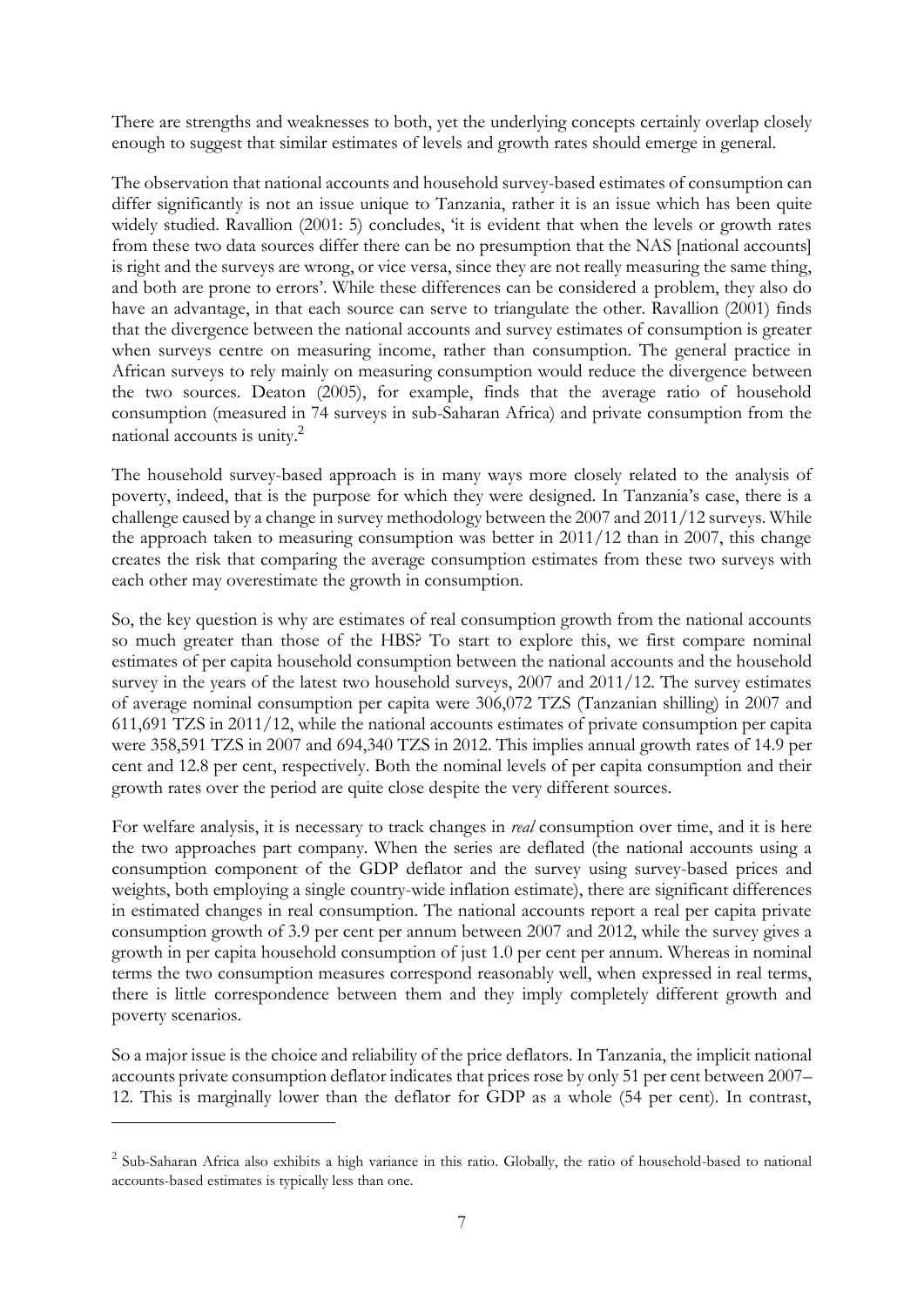There are strengths and weaknesses to both, yet the underlying concepts certainly overlap closely enough to suggest that similar estimates of levels and growth rates should emerge in general.

The observation that national accounts and household survey-based estimates of consumption can differ significantly is not an issue unique to Tanzania, rather it is an issue which has been quite widely studied. Ravallion (2001: 5) concludes, 'it is evident that when the levels or growth rates from these two data sources differ there can be no presumption that the NAS [national accounts] is right and the surveys are wrong, or vice versa, since they are not really measuring the same thing, and both are prone to errors'. While these differences can be considered a problem, they also do have an advantage, in that each source can serve to triangulate the other. Ravallion (2001) finds that the divergence between the national accounts and survey estimates of consumption is greater when surveys centre on measuring income, rather than consumption. The general practice in African surveys to rely mainly on measuring consumption would reduce the divergence between the two sources. Deaton (2005), for example, finds that the average ratio of household consumption (measured in 74 surveys in sub-Saharan Africa) and private consumption from the national accounts is unity.[2]

The household survey-based approach is in many ways more closely related to the analysis of poverty, indeed, that is the purpose for which they were designed. In Tanzania's case, there is a challenge caused by a change in survey methodology between the 2007 and 2011/12 surveys. While the approach taken to measuring consumption was better in 2011/12 than in 2007, this change creates the risk that comparing the average consumption estimates from these two surveys with each other may overestimate the growth in consumption.

So, the key question is why are estimates of real consumption growth from the national accounts so much greater than those of the HBS? To start to explore this, we first compare nominal estimates of per capita household consumption between the national accounts and the household survey in the years of the latest two household surveys, 2007 and 2011/12. The survey estimates of average nominal consumption per capita were 306,072 TZS (Tanzanian shilling) in 2007 and 611,691 TZS in 2011/12, while the national accounts estimates of private consumption per capita were 358,591 TZS in 2007 and 694,340 TZS in 2012. This implies annual growth rates of 14.9 per cent and 12.8 per cent, respectively. Both the nominal levels of per capita consumption and their growth rates over the period are quite close despite the very different sources.

For welfare analysis, it is necessary to track changes in *real* consumption over time, and it is here the two approaches part company. When the series are deflated (the national accounts using a consumption component of the GDP deflator and the survey using survey-based prices and weights, both employing a single country-wide inflation estimate), there are significant differences in estimated changes in real consumption. The national accounts report a real per capita private consumption growth of 3.9 per cent per annum between 2007 and 2012, while the survey gives a growth in per capita household consumption of just 1.0 per cent per annum. Whereas in nominal terms the two consumption measures correspond reasonably well, when expressed in real terms, there is little correspondence between them and they imply completely different growth and poverty scenarios.

So a major issue is the choice and reliability of the price deflators. In Tanzania, the implicit national accounts private consumption deflator indicates that prices rose by only 51 per cent between 2007–12. This is marginally lower than the deflator for GDP as a whole (54 per cent). In contrast,

---

[2] Sub-Saharan Africa also exhibits a high variance in this ratio. Globally, the ratio of household-based to national accounts-based estimates is typically less than one.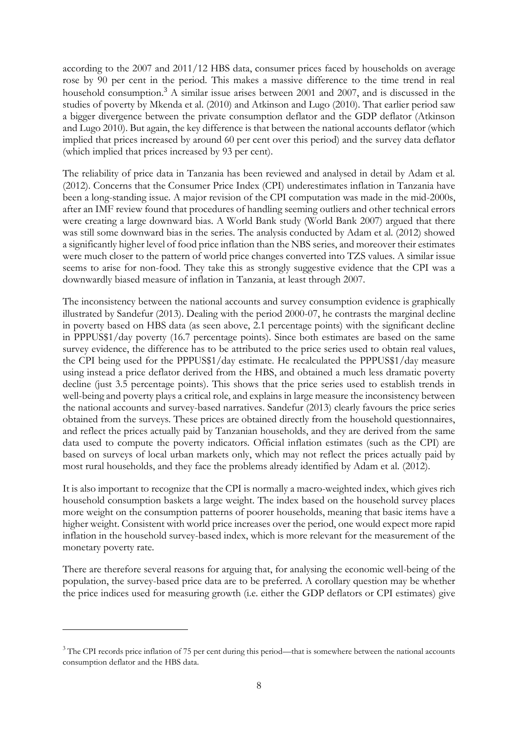according to the 2007 and 2011/12 HBS data, consumer prices faced by households on average rose by 90 per cent in the period. This makes a massive difference to the time trend in real household consumption.[3] A similar issue arises between 2001 and 2007, and is discussed in the studies of poverty by Mkenda et al. (2010) and Atkinson and Lugo (2010). That earlier period saw a bigger divergence between the private consumption deflator and the GDP deflator (Atkinson and Lugo 2010). But again, the key difference is that between the national accounts deflator (which implied that prices increased by around 60 per cent over this period) and the survey data deflator (which implied that prices increased by 93 per cent).

The reliability of price data in Tanzania has been reviewed and analysed in detail by Adam et al. (2012). Concerns that the Consumer Price Index (CPI) underestimates inflation in Tanzania have been a long-standing issue. A major revision of the CPI computation was made in the mid-2000s, after an IMF review found that procedures of handling seeming outliers and other technical errors were creating a large downward bias. A World Bank study (World Bank 2007) argued that there was still some downward bias in the series. The analysis conducted by Adam et al. (2012) showed a significantly higher level of food price inflation than the NBS series, and moreover their estimates were much closer to the pattern of world price changes converted into TZS values. A similar issue seems to arise for non-food. They take this as strongly suggestive evidence that the CPI was a downwardly biased measure of inflation in Tanzania, at least through 2007.

The inconsistency between the national accounts and survey consumption evidence is graphically illustrated by Sandefur (2013). Dealing with the period 2000-07, he contrasts the marginal decline in poverty based on HBS data (as seen above, 2.1 percentage points) with the significant decline in PPPUS$1/day poverty (16.7 percentage points). Since both estimates are based on the same survey evidence, the difference has to be attributed to the price series used to obtain real values, the CPI being used for the PPPUS$1/day estimate. He recalculated the PPPUS$1/day measure using instead a price deflator derived from the HBS, and obtained a much less dramatic poverty decline (just 3.5 percentage points). This shows that the price series used to establish trends in well-being and poverty plays a critical role, and explains in large measure the inconsistency between the national accounts and survey-based narratives. Sandefur (2013) clearly favours the price series obtained from the surveys. These prices are obtained directly from the household questionnaires, and reflect the prices actually paid by Tanzanian households, and they are derived from the same data used to compute the poverty indicators. Official inflation estimates (such as the CPI) are based on surveys of local urban markets only, which may not reflect the prices actually paid by most rural households, and they face the problems already identified by Adam et al. (2012).

It is also important to recognize that the CPI is normally a macro-weighted index, which gives rich household consumption baskets a large weight. The index based on the household survey places more weight on the consumption patterns of poorer households, meaning that basic items have a higher weight. Consistent with world price increases over the period, one would expect more rapid inflation in the household survey-based index, which is more relevant for the measurement of the monetary poverty rate.

There are therefore several reasons for arguing that, for analysing the economic well-being of the population, the survey-based price data are to be preferred. A corollary question may be whether the price indices used for measuring growth (i.e. either the GDP deflators or CPI estimates) give

[3] The CPI records price inflation of 75 per cent during this period—that is somewhere between the national accounts consumption deflator and the HBS data.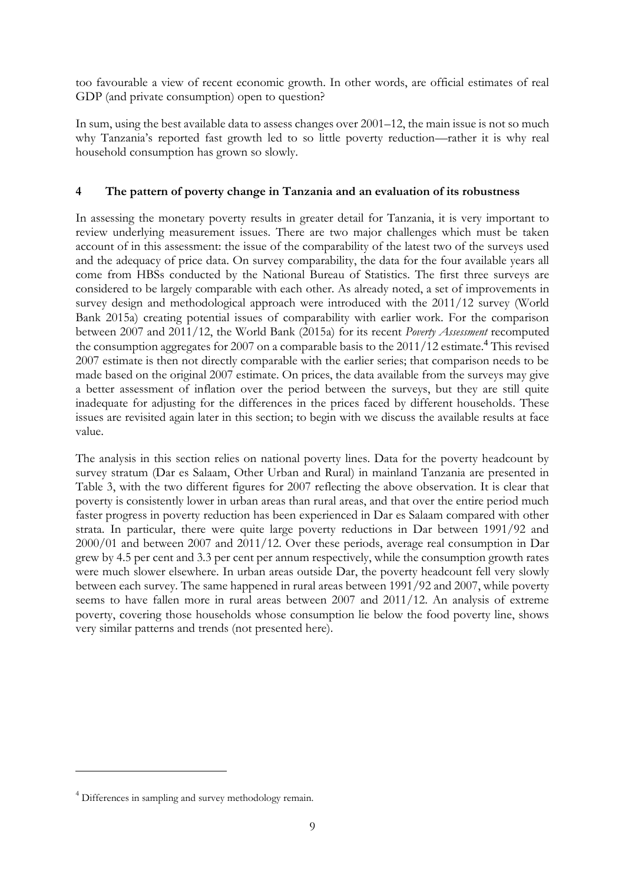too favourable a view of recent economic growth. In other words, are official estimates of real GDP (and private consumption) open to question?

In sum, using the best available data to assess changes over 2001–12, the main issue is not so much why Tanzania's reported fast growth led to so little poverty reduction—rather it is why real household consumption has grown so slowly.

## 4 The pattern of poverty change in Tanzania and an evaluation of its robustness

In assessing the monetary poverty results in greater detail for Tanzania, it is very important to review underlying measurement issues. There are two major challenges which must be taken account of in this assessment: the issue of the comparability of the latest two of the surveys used and the adequacy of price data. On survey comparability, the data for the four available years all come from HBSs conducted by the National Bureau of Statistics. The first three surveys are considered to be largely comparable with each other. As already noted, a set of improvements in survey design and methodological approach were introduced with the 2011/12 survey (World Bank 2015a) creating potential issues of comparability with earlier work. For the comparison between 2007 and 2011/12, the World Bank (2015a) for its recent *Poverty Assessment* recomputed the consumption aggregates for 2007 on a comparable basis to the 2011/12 estimate.[4] This revised 2007 estimate is then not directly comparable with the earlier series; that comparison needs to be made based on the original 2007 estimate. On prices, the data available from the surveys may give a better assessment of inflation over the period between the surveys, but they are still quite inadequate for adjusting for the differences in the prices faced by different households. These issues are revisited again later in this section; to begin with we discuss the available results at face value.

The analysis in this section relies on national poverty lines. Data for the poverty headcount by survey stratum (Dar es Salaam, Other Urban and Rural) in mainland Tanzania are presented in Table 3, with the two different figures for 2007 reflecting the above observation. It is clear that poverty is consistently lower in urban areas than rural areas, and that over the entire period much faster progress in poverty reduction has been experienced in Dar es Salaam compared with other strata. In particular, there were quite large poverty reductions in Dar between 1991/92 and 2000/01 and between 2007 and 2011/12. Over these periods, average real consumption in Dar grew by 4.5 per cent and 3.3 per cent per annum respectively, while the consumption growth rates were much slower elsewhere. In urban areas outside Dar, the poverty headcount fell very slowly between each survey. The same happened in rural areas between 1991/92 and 2007, while poverty seems to have fallen more in rural areas between 2007 and 2011/12. An analysis of extreme poverty, covering those households whose consumption lie below the food poverty line, shows very similar patterns and trends (not presented here).

[4] Differences in sampling and survey methodology remain.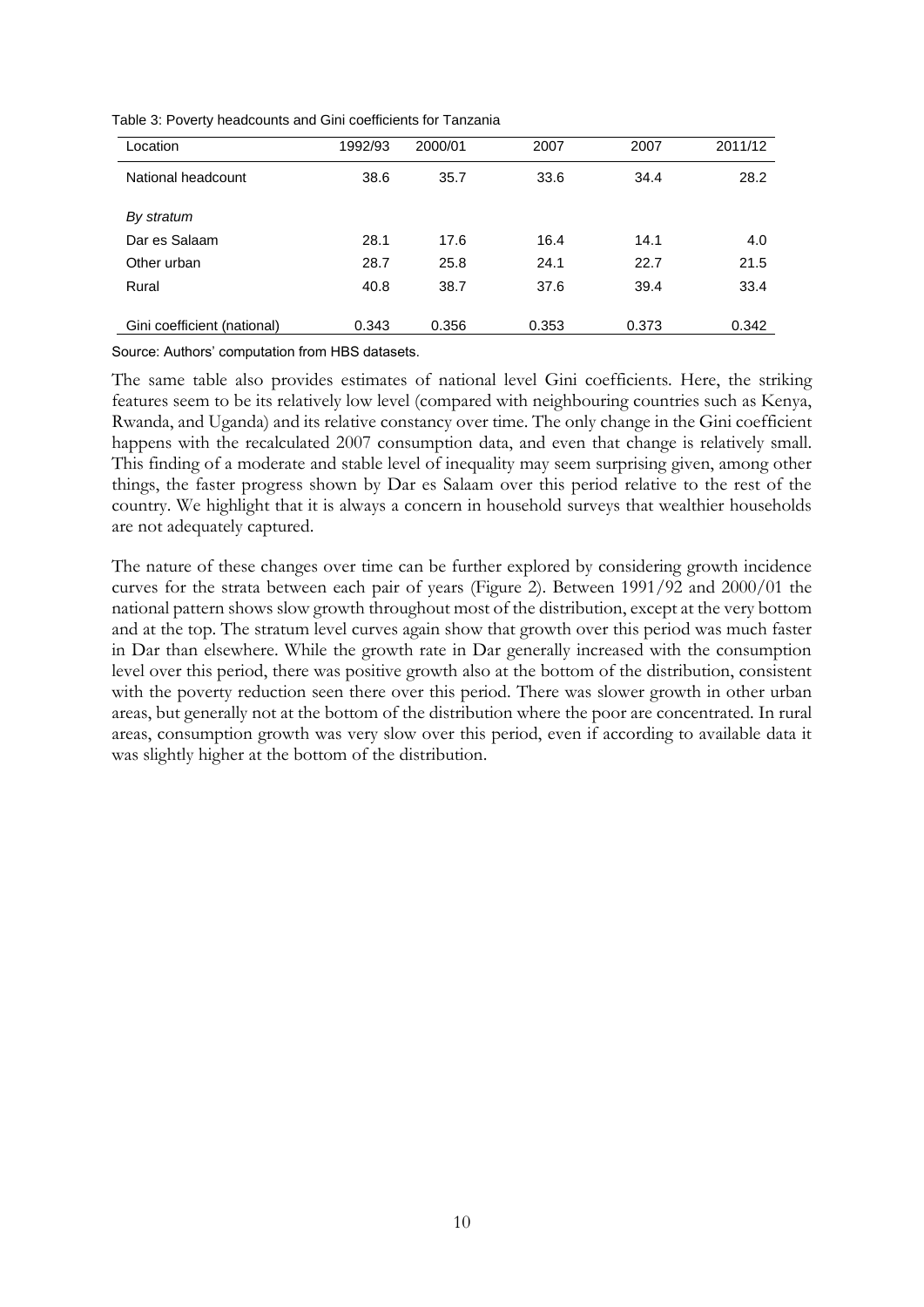Table 3: Poverty headcounts and Gini coefficients for Tanzania

| Location | 1992/93 | 2000/01 | 2007 | 2007 | 2011/12 |
|---|---|---|---|---|---|
| National headcount | 38.6 | 35.7 | 33.6 | 34.4 | 28.2 |
| *By stratum* | | | | | |
| Dar es Salaam | 28.1 | 17.6 | 16.4 | 14.1 | 4.0 |
| Other urban | 28.7 | 25.8 | 24.1 | 22.7 | 21.5 |
| Rural | 40.8 | 38.7 | 37.6 | 39.4 | 33.4 |
| Gini coefficient (national) | 0.343 | 0.356 | 0.353 | 0.373 | 0.342 |

Source: Authors' computation from HBS datasets.

The same table also provides estimates of national level Gini coefficients. Here, the striking features seem to be its relatively low level (compared with neighbouring countries such as Kenya, Rwanda, and Uganda) and its relative constancy over time. The only change in the Gini coefficient happens with the recalculated 2007 consumption data, and even that change is relatively small. This finding of a moderate and stable level of inequality may seem surprising given, among other things, the faster progress shown by Dar es Salaam over this period relative to the rest of the country. We highlight that it is always a concern in household surveys that wealthier households are not adequately captured.

The nature of these changes over time can be further explored by considering growth incidence curves for the strata between each pair of years (Figure 2). Between 1991/92 and 2000/01 the national pattern shows slow growth throughout most of the distribution, except at the very bottom and at the top. The stratum level curves again show that growth over this period was much faster in Dar than elsewhere. While the growth rate in Dar generally increased with the consumption level over this period, there was positive growth also at the bottom of the distribution, consistent with the poverty reduction seen there over this period. There was slower growth in other urban areas, but generally not at the bottom of the distribution where the poor are concentrated. In rural areas, consumption growth was very slow over this period, even if according to available data it was slightly higher at the bottom of the distribution.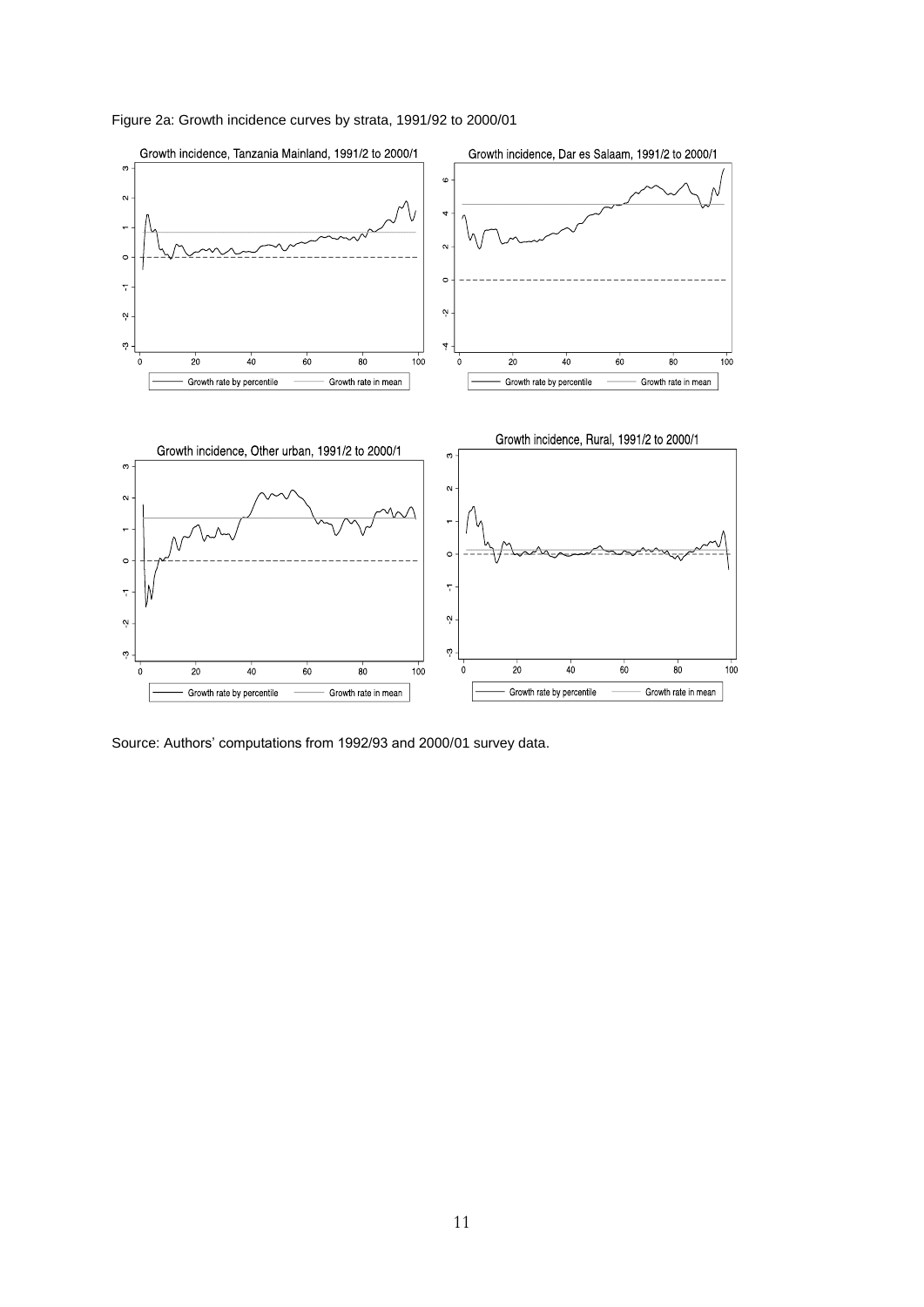Figure 2a: Growth incidence curves by strata, 1991/92 to 2000/01

Source: Authors' computations from 1992/93 and 2000/01 survey data.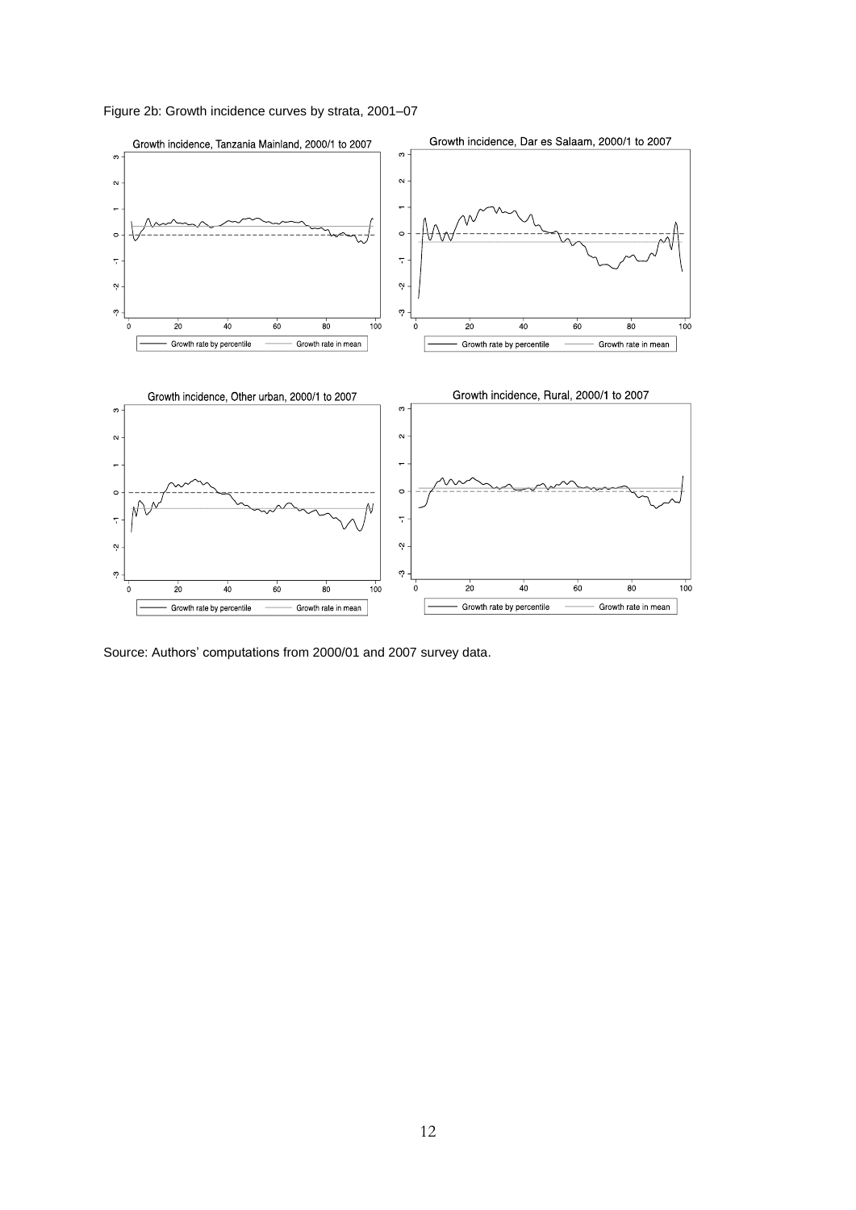Figure 2b: Growth incidence curves by strata, 2001–07

Source: Authors' computations from 2000/01 and 2007 survey data.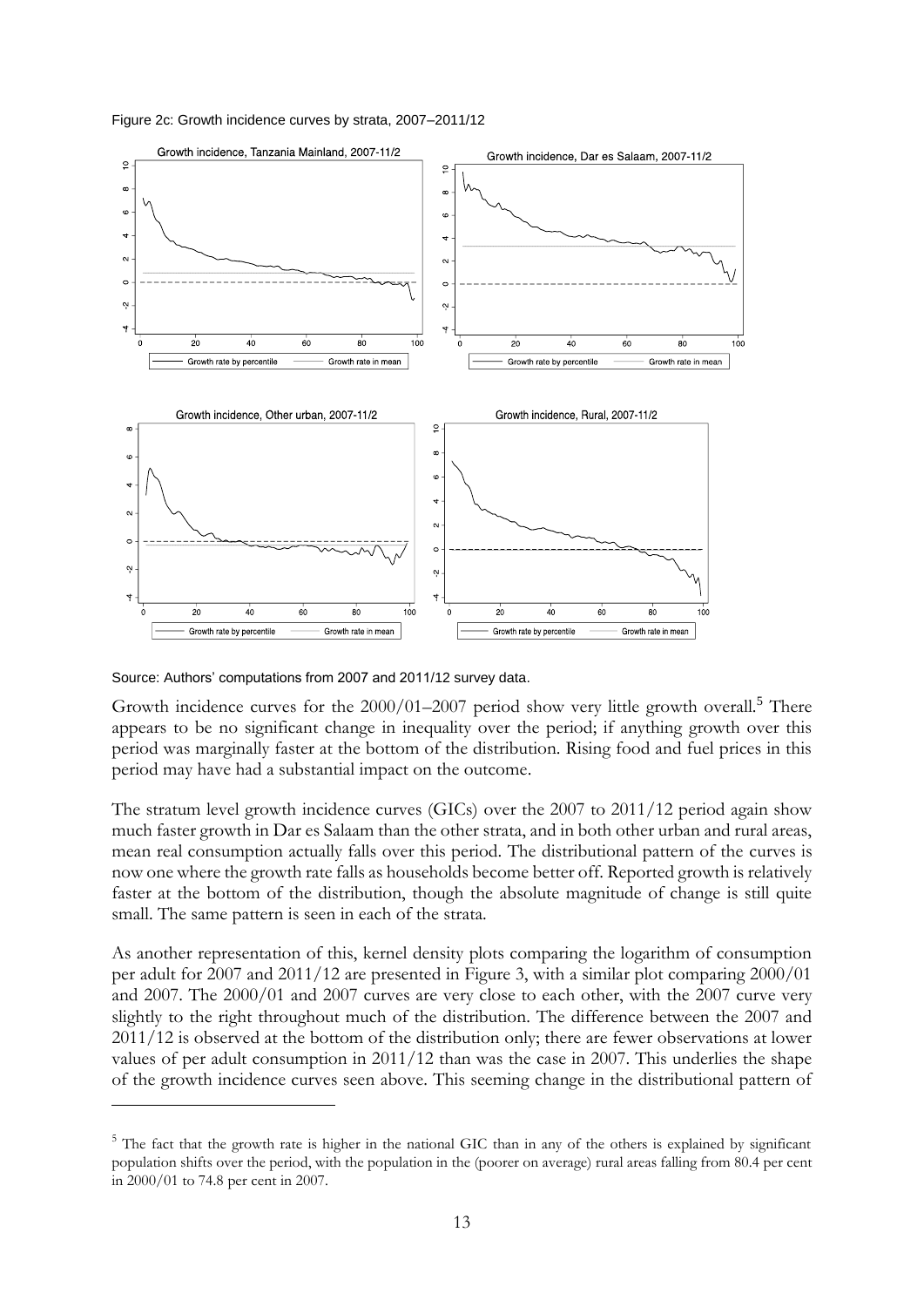Figure 2c: Growth incidence curves by strata, 2007–2011/12

Source: Authors' computations from 2007 and 2011/12 survey data.

Growth incidence curves for the 2000/01–2007 period show very little growth overall.[5] There appears to be no significant change in inequality over the period; if anything growth over this period was marginally faster at the bottom of the distribution. Rising food and fuel prices in this period may have had a substantial impact on the outcome.

The stratum level growth incidence curves (GICs) over the 2007 to 2011/12 period again show much faster growth in Dar es Salaam than the other strata, and in both other urban and rural areas, mean real consumption actually falls over this period. The distributional pattern of the curves is now one where the growth rate falls as households become better off. Reported growth is relatively faster at the bottom of the distribution, though the absolute magnitude of change is still quite small. The same pattern is seen in each of the strata.

As another representation of this, kernel density plots comparing the logarithm of consumption per adult for 2007 and 2011/12 are presented in Figure 3, with a similar plot comparing 2000/01 and 2007. The 2000/01 and 2007 curves are very close to each other, with the 2007 curve very slightly to the right throughout much of the distribution. The difference between the 2007 and 2011/12 is observed at the bottom of the distribution only; there are fewer observations at lower values of per adult consumption in 2011/12 than was the case in 2007. This underlies the shape of the growth incidence curves seen above. This seeming change in the distributional pattern of

[5] The fact that the growth rate is higher in the national GIC than in any of the others is explained by significant population shifts over the period, with the population in the (poorer on average) rural areas falling from 80.4 per cent in 2000/01 to 74.8 per cent in 2007.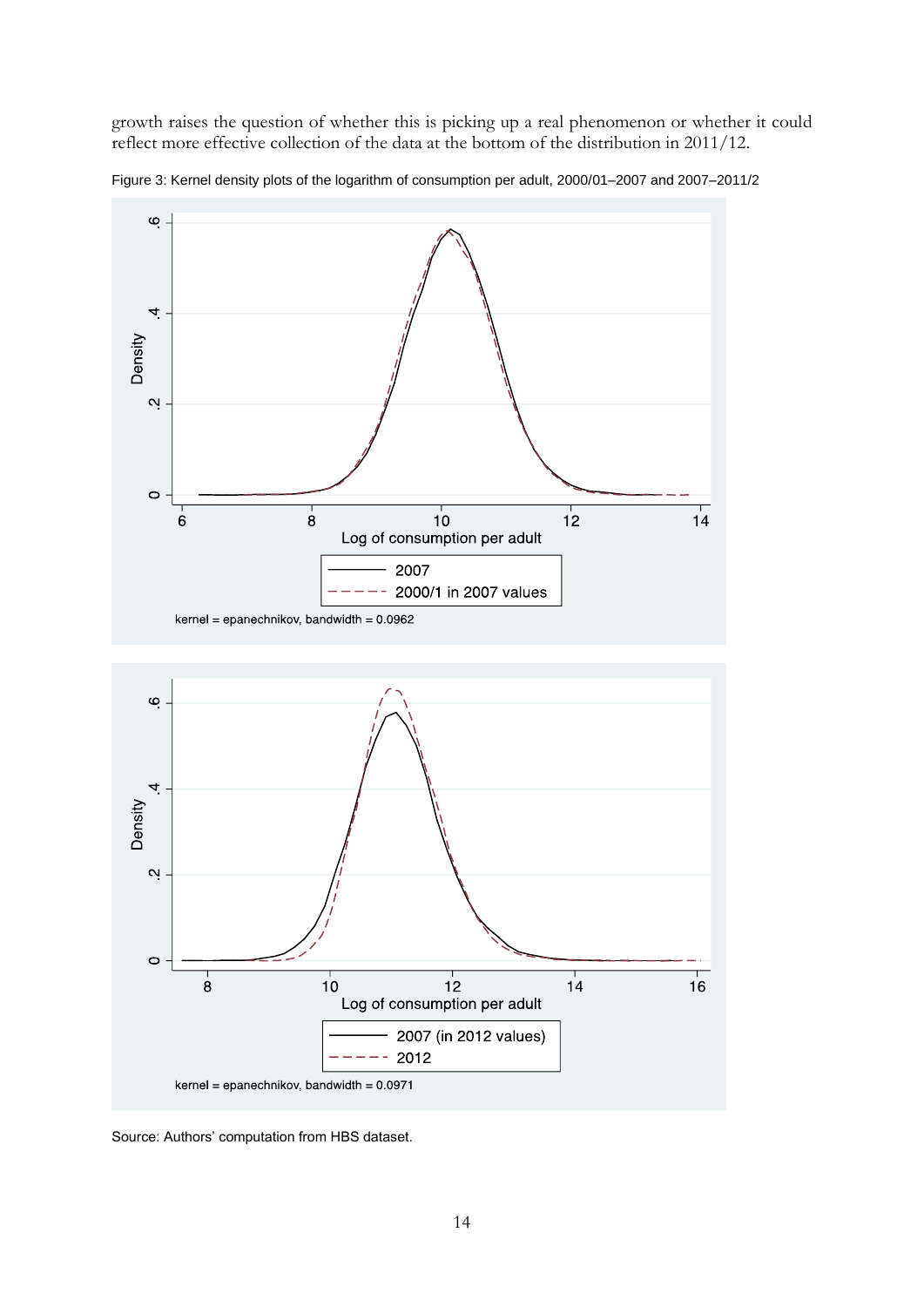growth raises the question of whether this is picking up a real phenomenon or whether it could reflect more effective collection of the data at the bottom of the distribution in 2011/12.

Figure 3: Kernel density plots of the logarithm of consumption per adult, 2000/01–2007 and 2007–2011/2

Source: Authors' computation from HBS dataset.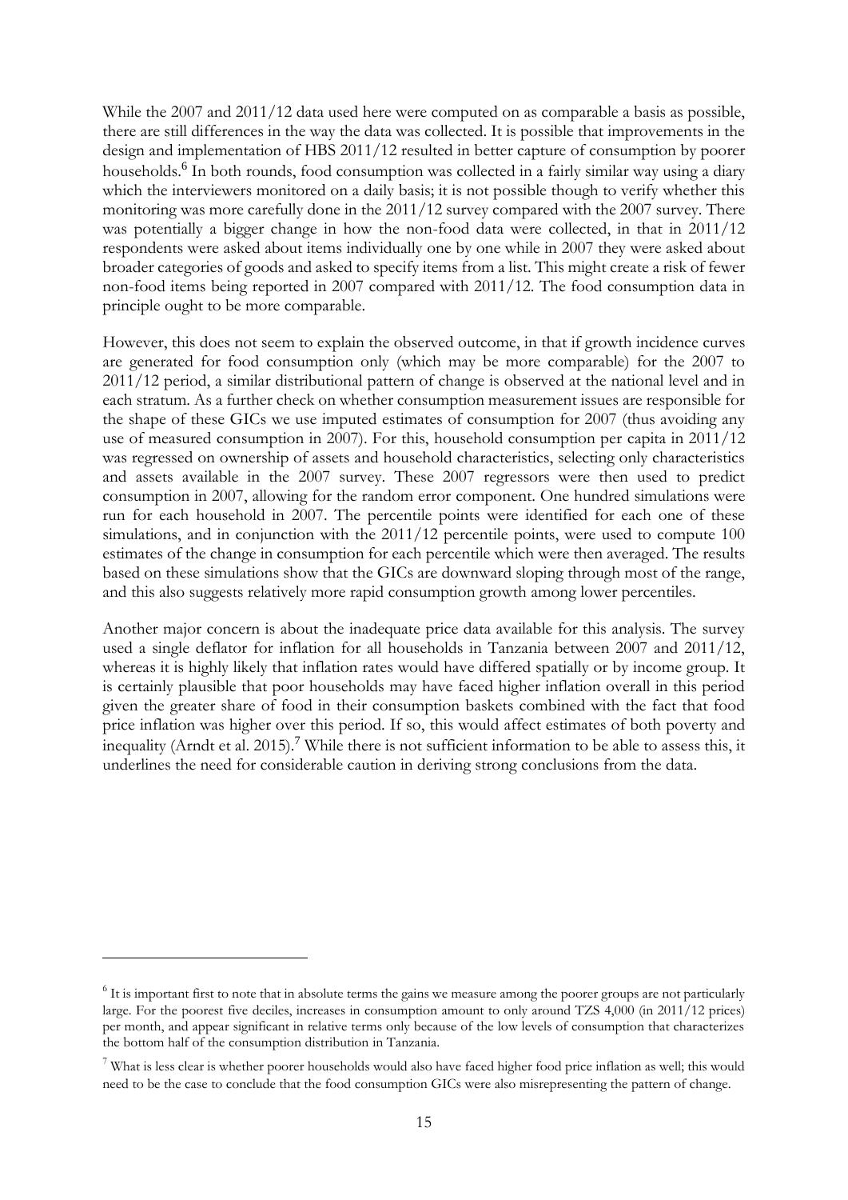While the 2007 and 2011/12 data used here were computed on as comparable a basis as possible, there are still differences in the way the data was collected. It is possible that improvements in the design and implementation of HBS 2011/12 resulted in better capture of consumption by poorer households.[6] In both rounds, food consumption was collected in a fairly similar way using a diary which the interviewers monitored on a daily basis; it is not possible though to verify whether this monitoring was more carefully done in the 2011/12 survey compared with the 2007 survey. There was potentially a bigger change in how the non-food data were collected, in that in 2011/12 respondents were asked about items individually one by one while in 2007 they were asked about broader categories of goods and asked to specify items from a list. This might create a risk of fewer non-food items being reported in 2007 compared with 2011/12. The food consumption data in principle ought to be more comparable.

However, this does not seem to explain the observed outcome, in that if growth incidence curves are generated for food consumption only (which may be more comparable) for the 2007 to 2011/12 period, a similar distributional pattern of change is observed at the national level and in each stratum. As a further check on whether consumption measurement issues are responsible for the shape of these GICs we use imputed estimates of consumption for 2007 (thus avoiding any use of measured consumption in 2007). For this, household consumption per capita in 2011/12 was regressed on ownership of assets and household characteristics, selecting only characteristics and assets available in the 2007 survey. These 2007 regressors were then used to predict consumption in 2007, allowing for the random error component. One hundred simulations were run for each household in 2007. The percentile points were identified for each one of these simulations, and in conjunction with the 2011/12 percentile points, were used to compute 100 estimates of the change in consumption for each percentile which were then averaged. The results based on these simulations show that the GICs are downward sloping through most of the range, and this also suggests relatively more rapid consumption growth among lower percentiles.

Another major concern is about the inadequate price data available for this analysis. The survey used a single deflator for inflation for all households in Tanzania between 2007 and 2011/12, whereas it is highly likely that inflation rates would have differed spatially or by income group. It is certainly plausible that poor households may have faced higher inflation overall in this period given the greater share of food in their consumption baskets combined with the fact that food price inflation was higher over this period. If so, this would affect estimates of both poverty and inequality (Arndt et al. 2015).[7] While there is not sufficient information to be able to assess this, it underlines the need for considerable caution in deriving strong conclusions from the data.

---

[6] It is important first to note that in absolute terms the gains we measure among the poorer groups are not particularly large. For the poorest five deciles, increases in consumption amount to only around TZS 4,000 (in 2011/12 prices) per month, and appear significant in relative terms only because of the low levels of consumption that characterizes the bottom half of the consumption distribution in Tanzania.

[7] What is less clear is whether poorer households would also have faced higher food price inflation as well; this would need to be the case to conclude that the food consumption GICs were also misrepresenting the pattern of change.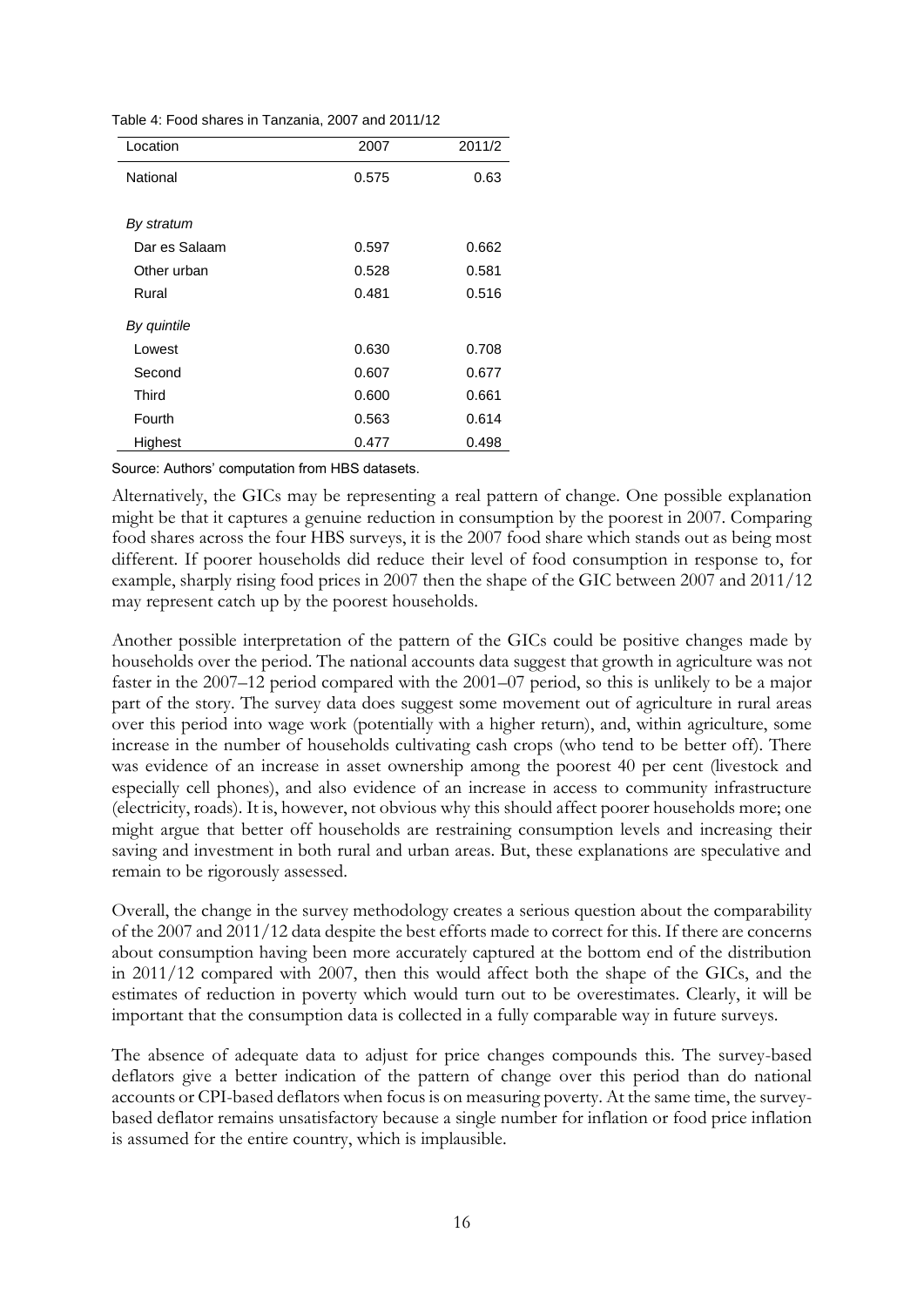Table 4: Food shares in Tanzania, 2007 and 2011/12

| Location | 2007 | 2011/2 |
|---|---|---|
| National | 0.575 | 0.63 |
| *By stratum* | | |
| Dar es Salaam | 0.597 | 0.662 |
| Other urban | 0.528 | 0.581 |
| Rural | 0.481 | 0.516 |
| *By quintile* | | |
| Lowest | 0.630 | 0.708 |
| Second | 0.607 | 0.677 |
| Third | 0.600 | 0.661 |
| Fourth | 0.563 | 0.614 |
| Highest | 0.477 | 0.498 |

Source: Authors' computation from HBS datasets.

Alternatively, the GICs may be representing a real pattern of change. One possible explanation might be that it captures a genuine reduction in consumption by the poorest in 2007. Comparing food shares across the four HBS surveys, it is the 2007 food share which stands out as being most different. If poorer households did reduce their level of food consumption in response to, for example, sharply rising food prices in 2007 then the shape of the GIC between 2007 and 2011/12 may represent catch up by the poorest households.

Another possible interpretation of the pattern of the GICs could be positive changes made by households over the period. The national accounts data suggest that growth in agriculture was not faster in the 2007–12 period compared with the 2001–07 period, so this is unlikely to be a major part of the story. The survey data does suggest some movement out of agriculture in rural areas over this period into wage work (potentially with a higher return), and, within agriculture, some increase in the number of households cultivating cash crops (who tend to be better off). There was evidence of an increase in asset ownership among the poorest 40 per cent (livestock and especially cell phones), and also evidence of an increase in access to community infrastructure (electricity, roads). It is, however, not obvious why this should affect poorer households more; one might argue that better off households are restraining consumption levels and increasing their saving and investment in both rural and urban areas. But, these explanations are speculative and remain to be rigorously assessed.

Overall, the change in the survey methodology creates a serious question about the comparability of the 2007 and 2011/12 data despite the best efforts made to correct for this. If there are concerns about consumption having been more accurately captured at the bottom end of the distribution in 2011/12 compared with 2007, then this would affect both the shape of the GICs, and the estimates of reduction in poverty which would turn out to be overestimates. Clearly, it will be important that the consumption data is collected in a fully comparable way in future surveys.

The absence of adequate data to adjust for price changes compounds this. The survey-based deflators give a better indication of the pattern of change over this period than do national accounts or CPI-based deflators when focus is on measuring poverty. At the same time, the survey-based deflator remains unsatisfactory because a single number for inflation or food price inflation is assumed for the entire country, which is implausible.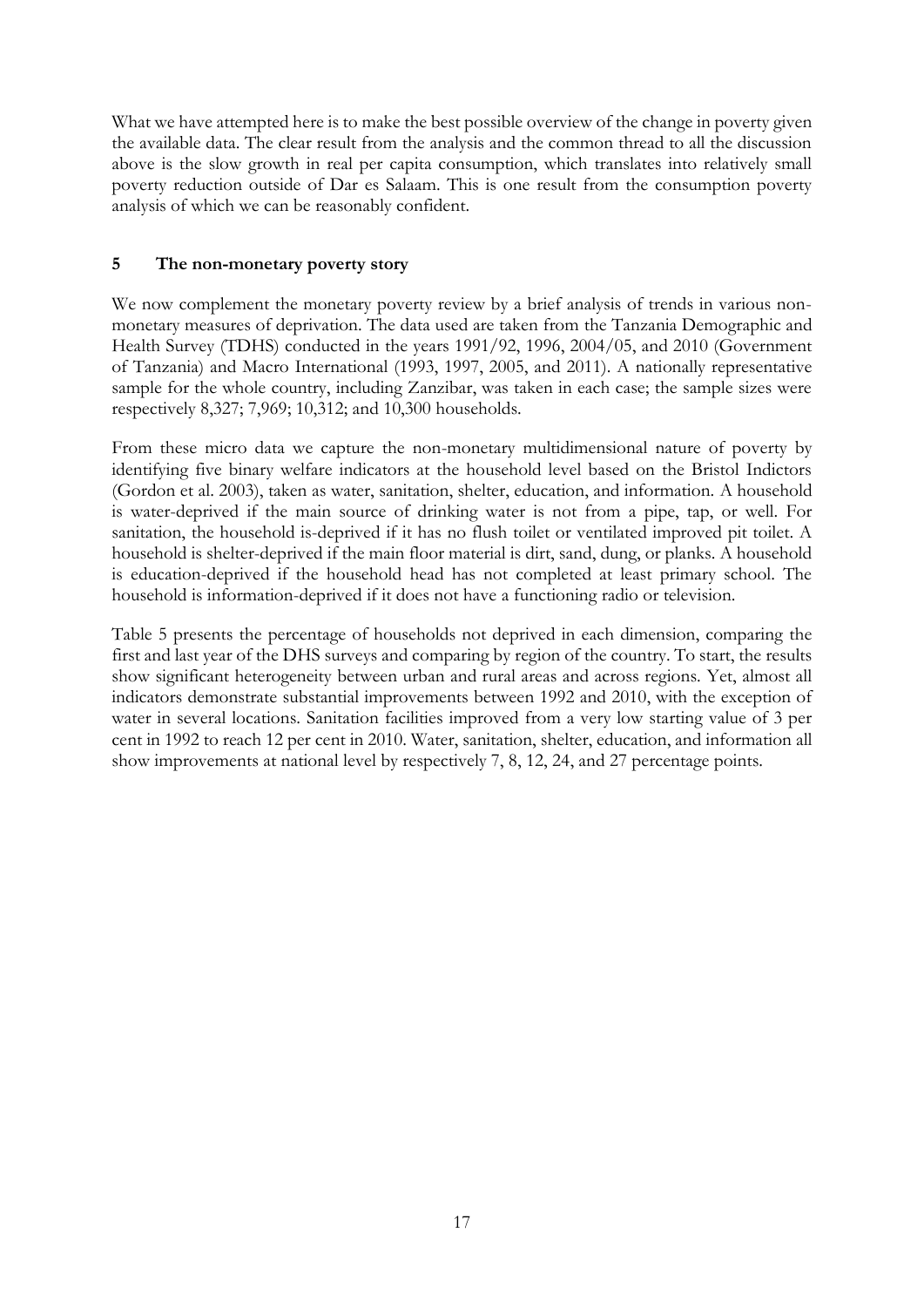What we have attempted here is to make the best possible overview of the change in poverty given the available data. The clear result from the analysis and the common thread to all the discussion above is the slow growth in real per capita consumption, which translates into relatively small poverty reduction outside of Dar es Salaam. This is one result from the consumption poverty analysis of which we can be reasonably confident.

## 5 The non-monetary poverty story

We now complement the monetary poverty review by a brief analysis of trends in various non-monetary measures of deprivation. The data used are taken from the Tanzania Demographic and Health Survey (TDHS) conducted in the years 1991/92, 1996, 2004/05, and 2010 (Government of Tanzania) and Macro International (1993, 1997, 2005, and 2011). A nationally representative sample for the whole country, including Zanzibar, was taken in each case; the sample sizes were respectively 8,327; 7,969; 10,312; and 10,300 households.

From these micro data we capture the non-monetary multidimensional nature of poverty by identifying five binary welfare indicators at the household level based on the Bristol Indictors (Gordon et al. 2003), taken as water, sanitation, shelter, education, and information. A household is water-deprived if the main source of drinking water is not from a pipe, tap, or well. For sanitation, the household is-deprived if it has no flush toilet or ventilated improved pit toilet. A household is shelter-deprived if the main floor material is dirt, sand, dung, or planks. A household is education-deprived if the household head has not completed at least primary school. The household is information-deprived if it does not have a functioning radio or television.

Table 5 presents the percentage of households not deprived in each dimension, comparing the first and last year of the DHS surveys and comparing by region of the country. To start, the results show significant heterogeneity between urban and rural areas and across regions. Yet, almost all indicators demonstrate substantial improvements between 1992 and 2010, with the exception of water in several locations. Sanitation facilities improved from a very low starting value of 3 per cent in 1992 to reach 12 per cent in 2010. Water, sanitation, shelter, education, and information all show improvements at national level by respectively 7, 8, 12, 24, and 27 percentage points.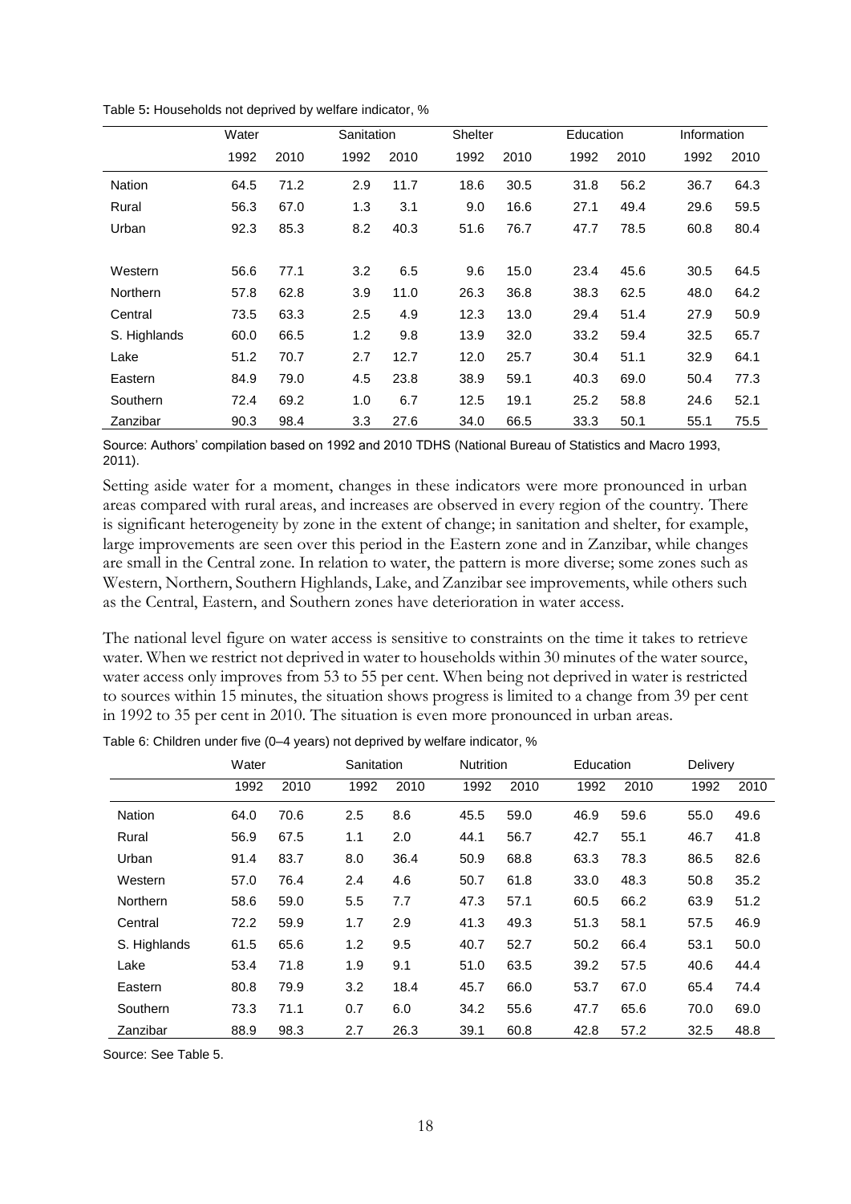Table 5: Households not deprived by welfare indicator, %

| | Water | | Sanitation | | Shelter | | Education | | Information | |
|---|---|---|---|---|---|---|---|---|---|---|
| | 1992 | 2010 | 1992 | 2010 | 1992 | 2010 | 1992 | 2010 | 1992 | 2010 |
| Nation | 64.5 | 71.2 | 2.9 | 11.7 | 18.6 | 30.5 | 31.8 | 56.2 | 36.7 | 64.3 |
| Rural | 56.3 | 67.0 | 1.3 | 3.1 | 9.0 | 16.6 | 27.1 | 49.4 | 29.6 | 59.5 |
| Urban | 92.3 | 85.3 | 8.2 | 40.3 | 51.6 | 76.7 | 47.7 | 78.5 | 60.8 | 80.4 |
| Western | 56.6 | 77.1 | 3.2 | 6.5 | 9.6 | 15.0 | 23.4 | 45.6 | 30.5 | 64.5 |
| Northern | 57.8 | 62.8 | 3.9 | 11.0 | 26.3 | 36.8 | 38.3 | 62.5 | 48.0 | 64.2 |
| Central | 73.5 | 63.3 | 2.5 | 4.9 | 12.3 | 13.0 | 29.4 | 51.4 | 27.9 | 50.9 |
| S. Highlands | 60.0 | 66.5 | 1.2 | 9.8 | 13.9 | 32.0 | 33.2 | 59.4 | 32.5 | 65.7 |
| Lake | 51.2 | 70.7 | 2.7 | 12.7 | 12.0 | 25.7 | 30.4 | 51.1 | 32.9 | 64.1 |
| Eastern | 84.9 | 79.0 | 4.5 | 23.8 | 38.9 | 59.1 | 40.3 | 69.0 | 50.4 | 77.3 |
| Southern | 72.4 | 69.2 | 1.0 | 6.7 | 12.5 | 19.1 | 25.2 | 58.8 | 24.6 | 52.1 |
| Zanzibar | 90.3 | 98.4 | 3.3 | 27.6 | 34.0 | 66.5 | 33.3 | 50.1 | 55.1 | 75.5 |

Source: Authors' compilation based on 1992 and 2010 TDHS (National Bureau of Statistics and Macro 1993, 2011).

Setting aside water for a moment, changes in these indicators were more pronounced in urban areas compared with rural areas, and increases are observed in every region of the country. There is significant heterogeneity by zone in the extent of change; in sanitation and shelter, for example, large improvements are seen over this period in the Eastern zone and in Zanzibar, while changes are small in the Central zone. In relation to water, the pattern is more diverse; some zones such as Western, Northern, Southern Highlands, Lake, and Zanzibar see improvements, while others such as the Central, Eastern, and Southern zones have deterioration in water access.

The national level figure on water access is sensitive to constraints on the time it takes to retrieve water. When we restrict not deprived in water to households within 30 minutes of the water source, water access only improves from 53 to 55 per cent. When being not deprived in water is restricted to sources within 15 minutes, the situation shows progress is limited to a change from 39 per cent in 1992 to 35 per cent in 2010. The situation is even more pronounced in urban areas.

Table 6: Children under five (0–4 years) not deprived by welfare indicator, %

| | Water | | Sanitation | | Nutrition | | Education | | Delivery | |
|---|---|---|---|---|---|---|---|---|---|---|
| | 1992 | 2010 | 1992 | 2010 | 1992 | 2010 | 1992 | 2010 | 1992 | 2010 |
| Nation | 64.0 | 70.6 | 2.5 | 8.6 | 45.5 | 59.0 | 46.9 | 59.6 | 55.0 | 49.6 |
| Rural | 56.9 | 67.5 | 1.1 | 2.0 | 44.1 | 56.7 | 42.7 | 55.1 | 46.7 | 41.8 |
| Urban | 91.4 | 83.7 | 8.0 | 36.4 | 50.9 | 68.8 | 63.3 | 78.3 | 86.5 | 82.6 |
| Western | 57.0 | 76.4 | 2.4 | 4.6 | 50.7 | 61.8 | 33.0 | 48.3 | 50.8 | 35.2 |
| Northern | 58.6 | 59.0 | 5.5 | 7.7 | 47.3 | 57.1 | 60.5 | 66.2 | 63.9 | 51.2 |
| Central | 72.2 | 59.9 | 1.7 | 2.9 | 41.3 | 49.3 | 51.3 | 58.1 | 57.5 | 46.9 |
| S. Highlands | 61.5 | 65.6 | 1.2 | 9.5 | 40.7 | 52.7 | 50.2 | 66.4 | 53.1 | 50.0 |
| Lake | 53.4 | 71.8 | 1.9 | 9.1 | 51.0 | 63.5 | 39.2 | 57.5 | 40.6 | 44.4 |
| Eastern | 80.8 | 79.9 | 3.2 | 18.4 | 45.7 | 66.0 | 53.7 | 67.0 | 65.4 | 74.4 |
| Southern | 73.3 | 71.1 | 0.7 | 6.0 | 34.2 | 55.6 | 47.7 | 65.6 | 70.0 | 69.0 |
| Zanzibar | 88.9 | 98.3 | 2.7 | 26.3 | 39.1 | 60.8 | 42.8 | 57.2 | 32.5 | 48.8 |

Source: See Table 5.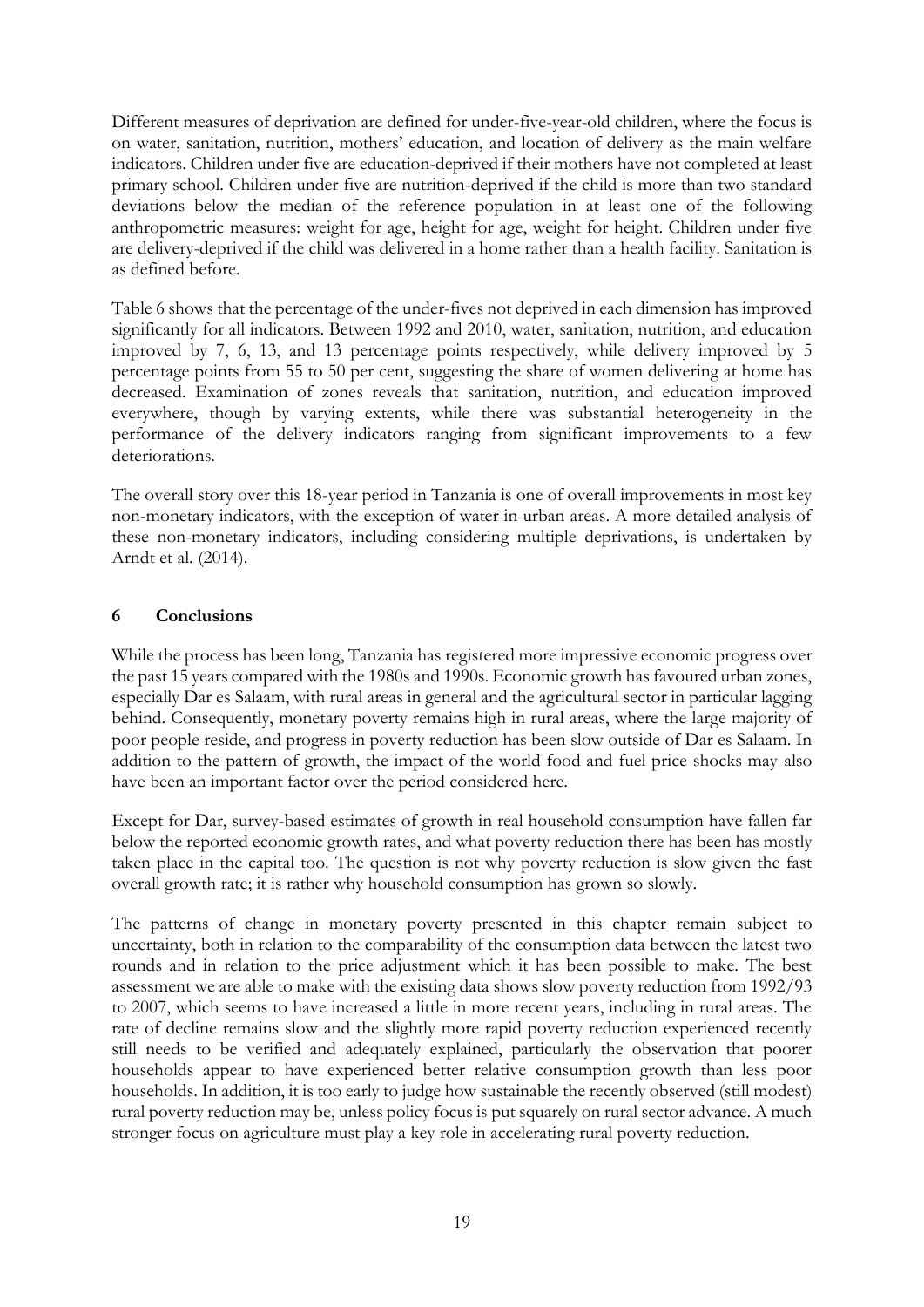Different measures of deprivation are defined for under-five-year-old children, where the focus is on water, sanitation, nutrition, mothers' education, and location of delivery as the main welfare indicators. Children under five are education-deprived if their mothers have not completed at least primary school. Children under five are nutrition-deprived if the child is more than two standard deviations below the median of the reference population in at least one of the following anthropometric measures: weight for age, height for age, weight for height. Children under five are delivery-deprived if the child was delivered in a home rather than a health facility. Sanitation is as defined before.

Table 6 shows that the percentage of the under-fives not deprived in each dimension has improved significantly for all indicators. Between 1992 and 2010, water, sanitation, nutrition, and education improved by 7, 6, 13, and 13 percentage points respectively, while delivery improved by 5 percentage points from 55 to 50 per cent, suggesting the share of women delivering at home has decreased. Examination of zones reveals that sanitation, nutrition, and education improved everywhere, though by varying extents, while there was substantial heterogeneity in the performance of the delivery indicators ranging from significant improvements to a few deteriorations.

The overall story over this 18-year period in Tanzania is one of overall improvements in most key non-monetary indicators, with the exception of water in urban areas. A more detailed analysis of these non-monetary indicators, including considering multiple deprivations, is undertaken by Arndt et al. (2014).

## 6 Conclusions

While the process has been long, Tanzania has registered more impressive economic progress over the past 15 years compared with the 1980s and 1990s. Economic growth has favoured urban zones, especially Dar es Salaam, with rural areas in general and the agricultural sector in particular lagging behind. Consequently, monetary poverty remains high in rural areas, where the large majority of poor people reside, and progress in poverty reduction has been slow outside of Dar es Salaam. In addition to the pattern of growth, the impact of the world food and fuel price shocks may also have been an important factor over the period considered here.

Except for Dar, survey-based estimates of growth in real household consumption have fallen far below the reported economic growth rates, and what poverty reduction there has been has mostly taken place in the capital too. The question is not why poverty reduction is slow given the fast overall growth rate; it is rather why household consumption has grown so slowly.

The patterns of change in monetary poverty presented in this chapter remain subject to uncertainty, both in relation to the comparability of the consumption data between the latest two rounds and in relation to the price adjustment which it has been possible to make. The best assessment we are able to make with the existing data shows slow poverty reduction from 1992/93 to 2007, which seems to have increased a little in more recent years, including in rural areas. The rate of decline remains slow and the slightly more rapid poverty reduction experienced recently still needs to be verified and adequately explained, particularly the observation that poorer households appear to have experienced better relative consumption growth than less poor households. In addition, it is too early to judge how sustainable the recently observed (still modest) rural poverty reduction may be, unless policy focus is put squarely on rural sector advance. A much stronger focus on agriculture must play a key role in accelerating rural poverty reduction.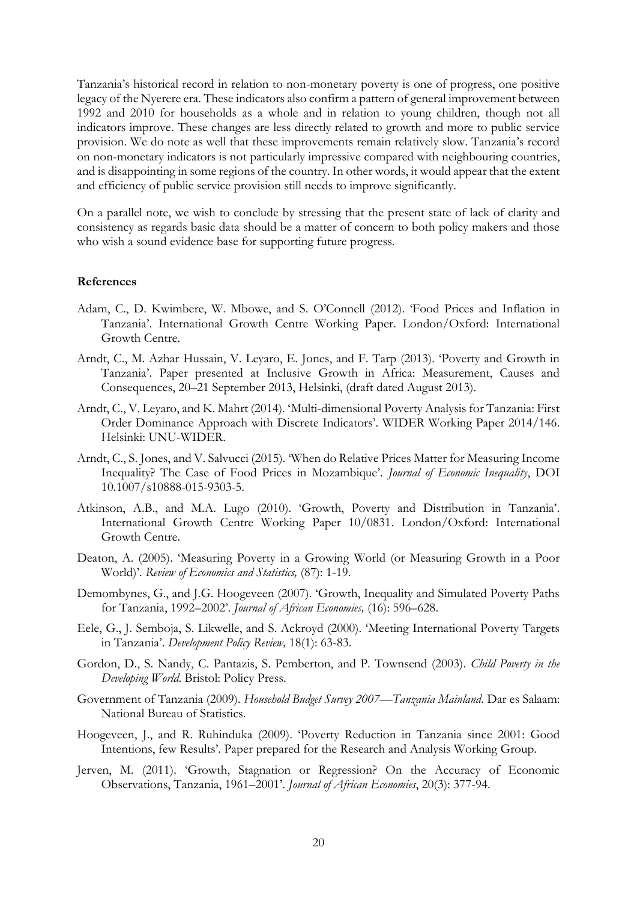Tanzania's historical record in relation to non-monetary poverty is one of progress, one positive legacy of the Nyerere era. These indicators also confirm a pattern of general improvement between 1992 and 2010 for households as a whole and in relation to young children, though not all indicators improve. These changes are less directly related to growth and more to public service provision. We do note as well that these improvements remain relatively slow. Tanzania's record on non-monetary indicators is not particularly impressive compared with neighbouring countries, and is disappointing in some regions of the country. In other words, it would appear that the extent and efficiency of public service provision still needs to improve significantly.

On a parallel note, we wish to conclude by stressing that the present state of lack of clarity and consistency as regards basic data should be a matter of concern to both policy makers and those who wish a sound evidence base for supporting future progress.

**References**

Adam, C., D. Kwimbere, W. Mbowe, and S. O'Connell (2012). 'Food Prices and Inflation in Tanzania'. International Growth Centre Working Paper. London/Oxford: International Growth Centre.

Arndt, C., M. Azhar Hussain, V. Leyaro, E. Jones, and F. Tarp (2013). 'Poverty and Growth in Tanzania'. Paper presented at Inclusive Growth in Africa: Measurement, Causes and Consequences, 20–21 September 2013, Helsinki, (draft dated August 2013).

Arndt, C., V. Leyaro, and K. Mahrt (2014). 'Multi-dimensional Poverty Analysis for Tanzania: First Order Dominance Approach with Discrete Indicators'. WIDER Working Paper 2014/146. Helsinki: UNU-WIDER.

Arndt, C., S. Jones, and V. Salvucci (2015). 'When do Relative Prices Matter for Measuring Income Inequality? The Case of Food Prices in Mozambique'. *Journal of Economic Inequality*, DOI 10.1007/s10888-015-9303-5.

Atkinson, A.B., and M.A. Lugo (2010). 'Growth, Poverty and Distribution in Tanzania'. International Growth Centre Working Paper 10/0831. London/Oxford: International Growth Centre.

Deaton, A. (2005). 'Measuring Poverty in a Growing World (or Measuring Growth in a Poor World)'. *Review of Economics and Statistics,* (87): 1-19.

Demombynes, G., and J.G. Hoogeveen (2007). 'Growth, Inequality and Simulated Poverty Paths for Tanzania, 1992–2002'. *Journal of African Economies,* (16): 596–628.

Eele, G., J. Semboja, S. Likwelle, and S. Ackroyd (2000). 'Meeting International Poverty Targets in Tanzania'. *Development Policy Review,* 18(1): 63-83.

Gordon, D., S. Nandy, C. Pantazis, S. Pemberton, and P. Townsend (2003). *Child Poverty in the Developing World*. Bristol: Policy Press.

Government of Tanzania (2009). *Household Budget Survey 2007—Tanzania Mainland*. Dar es Salaam: National Bureau of Statistics.

Hoogeveen, J., and R. Ruhinduka (2009). 'Poverty Reduction in Tanzania since 2001: Good Intentions, few Results'. Paper prepared for the Research and Analysis Working Group.

Jerven, M. (2011). 'Growth, Stagnation or Regression? On the Accuracy of Economic Observations, Tanzania, 1961–2001'. *Journal of African Economies*, 20(3): 377-94.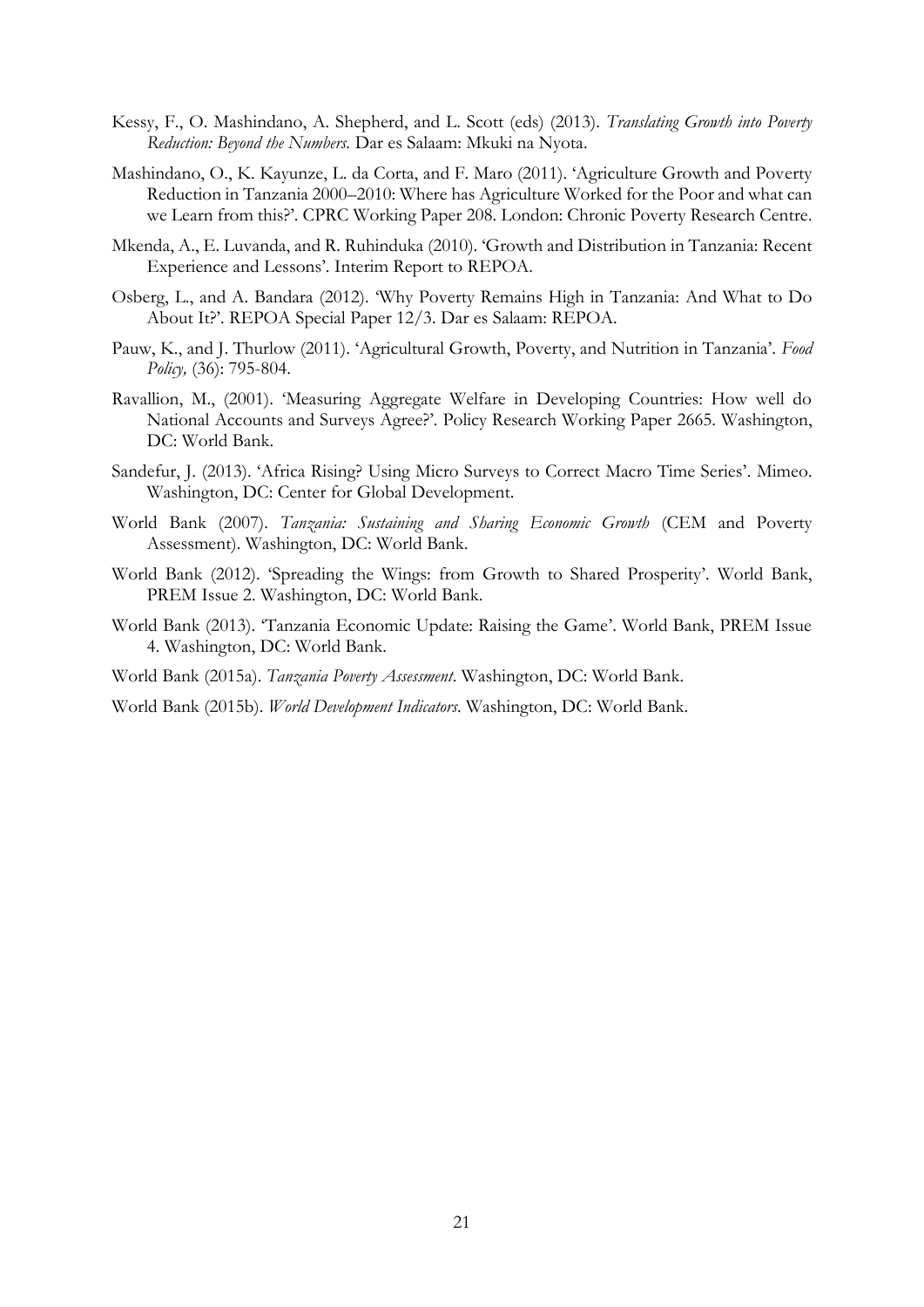Kessy, F., O. Mashindano, A. Shepherd, and L. Scott (eds) (2013). *Translating Growth into Poverty Reduction: Beyond the Numbers*. Dar es Salaam: Mkuki na Nyota.

Mashindano, O., K. Kayunze, L. da Corta, and F. Maro (2011). 'Agriculture Growth and Poverty Reduction in Tanzania 2000–2010: Where has Agriculture Worked for the Poor and what can we Learn from this?'. CPRC Working Paper 208. London: Chronic Poverty Research Centre.

Mkenda, A., E. Luvanda, and R. Ruhinduka (2010). 'Growth and Distribution in Tanzania: Recent Experience and Lessons'. Interim Report to REPOA.

Osberg, L., and A. Bandara (2012). 'Why Poverty Remains High in Tanzania: And What to Do About It?'. REPOA Special Paper 12/3. Dar es Salaam: REPOA.

Pauw, K., and J. Thurlow (2011). 'Agricultural Growth, Poverty, and Nutrition in Tanzania'. *Food Policy,* (36): 795-804.

Ravallion, M., (2001). 'Measuring Aggregate Welfare in Developing Countries: How well do National Accounts and Surveys Agree?'. Policy Research Working Paper 2665. Washington, DC: World Bank.

Sandefur, J. (2013). 'Africa Rising? Using Micro Surveys to Correct Macro Time Series'. Mimeo. Washington, DC: Center for Global Development.

World Bank (2007). *Tanzania: Sustaining and Sharing Economic Growth* (CEM and Poverty Assessment). Washington, DC: World Bank.

World Bank (2012). 'Spreading the Wings: from Growth to Shared Prosperity'. World Bank, PREM Issue 2. Washington, DC: World Bank.

World Bank (2013). 'Tanzania Economic Update: Raising the Game'. World Bank, PREM Issue 4. Washington, DC: World Bank.

World Bank (2015a). *Tanzania Poverty Assessment*. Washington, DC: World Bank.

World Bank (2015b). *World Development Indicators*. Washington, DC: World Bank.